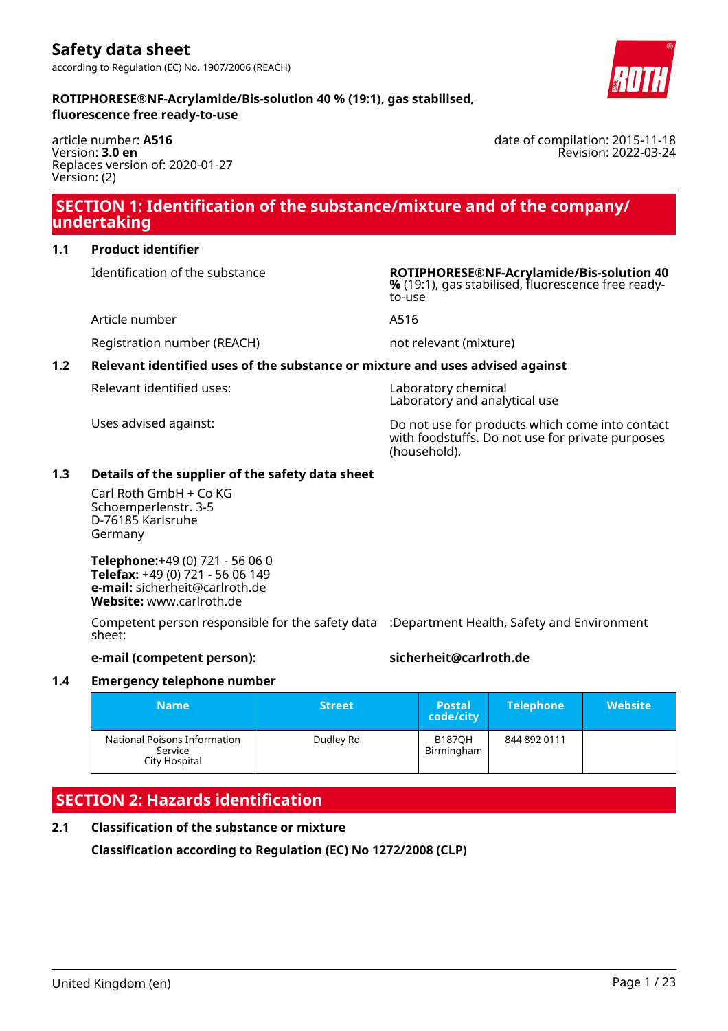# Safety data sheet

according to Regulation (EC) No. 1907/2006 (REACH)

**ROTIPHORESE®NF-Acrylamide/Bis-solution 40 % (19:1), gas stabilised, fluorescence free ready-to-use**

article number: **A516**
Version: **3.0 en**
Replaces version of: 2020-01-27
Version: (2)

date of compilation: 2015-11-18
Revision: 2022-03-24

## SECTION 1: Identification of the substance/mixture and of the company/ undertaking

### 1.1 Product identifier

| | |
|---|---|
| Identification of the substance | **ROTIPHORESE®NF-Acrylamide/Bis-solution 40 %** (19:1), gas stabilised, fluorescence free ready-to-use |
| Article number | A516 |
| Registration number (REACH) | not relevant (mixture) |

### 1.2 Relevant identified uses of the substance or mixture and uses advised against

| | |
|---|---|
| Relevant identified uses: | Laboratory chemical<br>Laboratory and analytical use |
| Uses advised against: | Do not use for products which come into contact with foodstuffs. Do not use for private purposes (household). |

### 1.3 Details of the supplier of the safety data sheet

Carl Roth GmbH + Co KG
Schoemperlenstr. 3-5
D-76185 Karlsruhe
Germany

**Telephone:**+49 (0) 721 - 56 06 0
**Telefax:** +49 (0) 721 - 56 06 149
**e-mail:** sicherheit@carlroth.de
**Website:** www.carlroth.de

Competent person responsible for the safety data sheet: :Department Health, Safety and Environment

**e-mail (competent person):** **sicherheit@carlroth.de**

### 1.4 Emergency telephone number

| Name | Street | Postal code/city | Telephone | Website |
|---|---|---|---|---|
| National Poisons Information Service<br>City Hospital | Dudley Rd | B187QH Birmingham | 844 892 0111 | |

## SECTION 2: Hazards identification

### 2.1 Classification of the substance or mixture

**Classification according to Regulation (EC) No 1272/2008 (CLP)**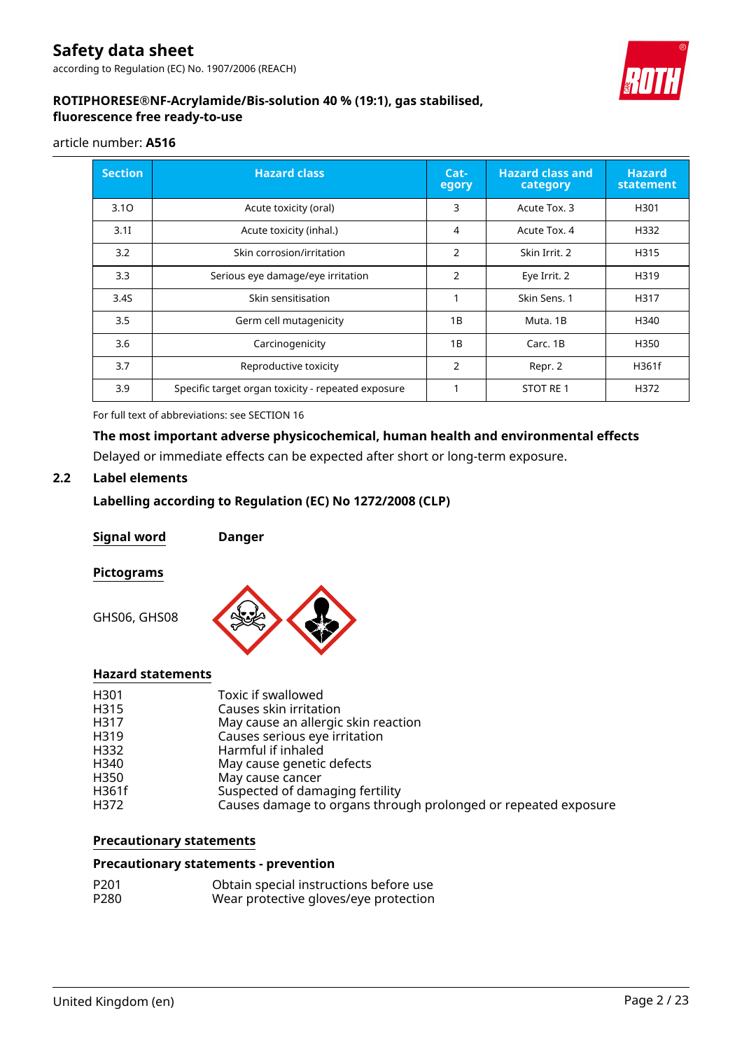| Section | Hazard class | Category | Hazard class and category | Hazard statement |
|---|---|---|---|---|
| 3.1O | Acute toxicity (oral) | 3 | Acute Tox. 3 | H301 |
| 3.1I | Acute toxicity (inhal.) | 4 | Acute Tox. 4 | H332 |
| 3.2 | Skin corrosion/irritation | 2 | Skin Irrit. 2 | H315 |
| 3.3 | Serious eye damage/eye irritation | 2 | Eye Irrit. 2 | H319 |
| 3.4S | Skin sensitisation | 1 | Skin Sens. 1 | H317 |
| 3.5 | Germ cell mutagenicity | 1B | Muta. 1B | H340 |
| 3.6 | Carcinogenicity | 1B | Carc. 1B | H350 |
| 3.7 | Reproductive toxicity | 2 | Repr. 2 | H361f |
| 3.9 | Specific target organ toxicity - repeated exposure | 1 | STOT RE 1 | H372 |

For full text of abbreviations: see SECTION 16

**The most important adverse physicochemical, human health and environmental effects**

Delayed or immediate effects can be expected after short or long-term exposure.

## 2.2 Label elements

**Labelling according to Regulation (EC) No 1272/2008 (CLP)**

**Signal word** **Danger**

**Pictograms**

GHS06, GHS08

**Hazard statements**

| | |
|---|---|
| H301 | Toxic if swallowed |
| H315 | Causes skin irritation |
| H317 | May cause an allergic skin reaction |
| H319 | Causes serious eye irritation |
| H332 | Harmful if inhaled |
| H340 | May cause genetic defects |
| H350 | May cause cancer |
| H361f | Suspected of damaging fertility |
| H372 | Causes damage to organs through prolonged or repeated exposure |

**Precautionary statements**

**Precautionary statements - prevention**

| | |
|---|---|
| P201 | Obtain special instructions before use |
| P280 | Wear protective gloves/eye protection |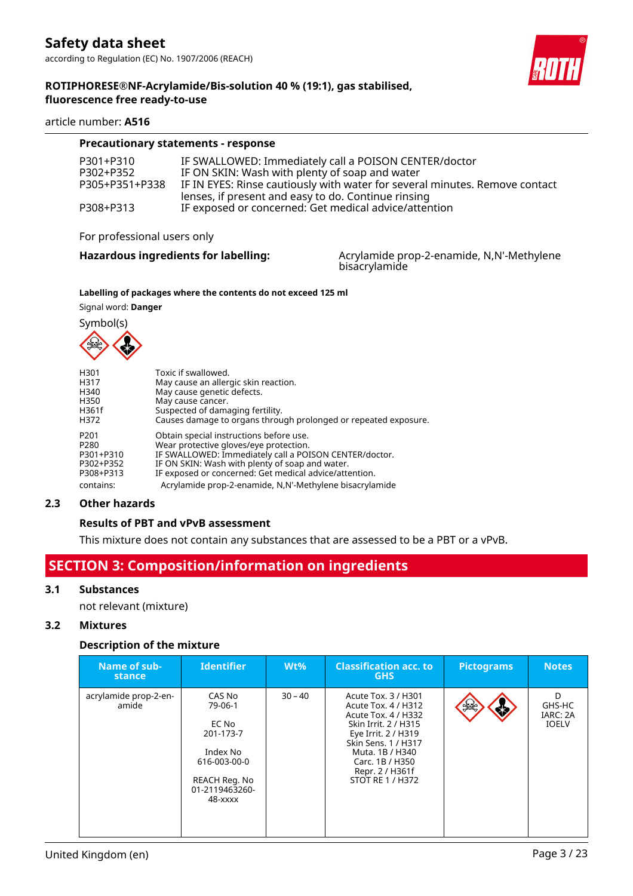**Precautionary statements - response**

| | |
|---|---|
| P301+P310 | IF SWALLOWED: Immediately call a POISON CENTER/doctor |
| P302+P352 | IF ON SKIN: Wash with plenty of soap and water |
| P305+P351+P338 | IF IN EYES: Rinse cautiously with water for several minutes. Remove contact lenses, if present and easy to do. Continue rinsing |
| P308+P313 | IF exposed or concerned: Get medical advice/attention |

For professional users only

**Hazardous ingredients for labelling:** Acrylamide prop-2-enamide, N,N'-Methylene bisacrylamide

**Labelling of packages where the contents do not exceed 125 ml**

Signal word: **Danger**

Symbol(s)

| | |
|---|---|
| H301 | Toxic if swallowed. |
| H317 | May cause an allergic skin reaction. |
| H340 | May cause genetic defects. |
| H350 | May cause cancer. |
| H361f | Suspected of damaging fertility. |
| H372 | Causes damage to organs through prolonged or repeated exposure. |

| | |
|---|---|
| P201 | Obtain special instructions before use. |
| P280 | Wear protective gloves/eye protection. |
| P301+P310 | IF SWALLOWED: Immediately call a POISON CENTER/doctor. |
| P302+P352 | IF ON SKIN: Wash with plenty of soap and water. |
| P308+P313 | IF exposed or concerned: Get medical advice/attention. |

contains: Acrylamide prop-2-enamide, N,N'-Methylene bisacrylamide

## 2.3 Other hazards

**Results of PBT and vPvB assessment**

This mixture does not contain any substances that are assessed to be a PBT or a vPvB.

# SECTION 3: Composition/information on ingredients

## 3.1 Substances

not relevant (mixture)

## 3.2 Mixtures

**Description of the mixture**

| Name of substance | Identifier | Wt% | Classification acc. to GHS | Pictograms | Notes |
|---|---|---|---|---|---|
| acrylamide prop-2-enamide | CAS No 79-06-1<br><br>EC No 201-173-7<br><br>Index No 616-003-00-0<br><br>REACH Reg. No 01-2119463260-48-xxxx | 30 – 40 | Acute Tox. 3 / H301<br>Acute Tox. 4 / H312<br>Acute Tox. 4 / H332<br>Skin Irrit. 2 / H315<br>Eye Irrit. 2 / H319<br>Skin Sens. 1 / H317<br>Muta. 1B / H340<br>Carc. 1B / H350<br>Repr. 2 / H361f<br>STOT RE 1 / H372 | | D<br>GHS-HC<br>IARC: 2A<br>IOELV |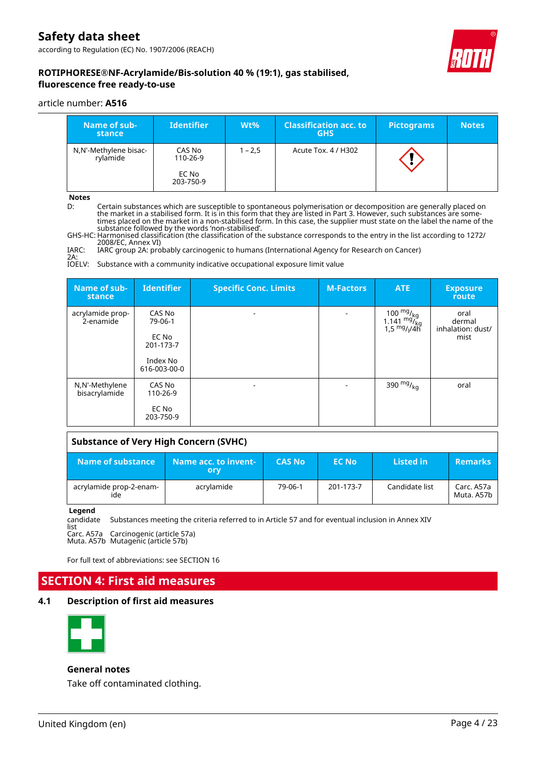| Name of substance | Identifier | Wt% | Classification acc. to GHS | Pictograms | Notes |
|---|---|---|---|---|---|
| N,N'-Methylene bisacrylamide | CAS No 110-26-9<br><br>EC No 203-750-9 | 1 – 2,5 | Acute Tox. 4 / H302 | ⟐ | |

**Notes**

D: Certain substances which are susceptible to spontaneous polymerisation or decomposition are generally placed on the market in a stabilised form. It is in this form that they are listed in Part 3. However, such substances are sometimes placed on the market in a non-stabilised form. In this case, the supplier must state on the label the name of the substance followed by the words 'non-stabilised'.

GHS-HC: Harmonised classification (the classification of the substance corresponds to the entry in the list according to 1272/2008/EC, Annex VI)

IARC: 2A: IARC group 2A: probably carcinogenic to humans (International Agency for Research on Cancer)

IOELV: Substance with a community indicative occupational exposure limit value

| Name of substance | Identifier | Specific Conc. Limits | M-Factors | ATE | Exposure route |
|---|---|---|---|---|---|
| acrylamide prop-2-enamide | CAS No 79-06-1<br><br>EC No 201-173-7<br><br>Index No 616-003-00-0 | - | - | 100 $^{mg}/_{kg}$<br>1.141 $^{mg}/_{kg}$<br>1,5 $^{mg}/_{l}/4h$ | oral<br>dermal<br>inhalation: dust/mist |
| N,N'-Methylene bisacrylamide | CAS No 110-26-9<br><br>EC No 203-750-9 | - | - | 390 $^{mg}/_{kg}$ | oral |

**Substance of Very High Concern (SVHC)**

| Name of substance | Name acc. to inventory | CAS No | EC No | Listed in | Remarks |
|---|---|---|---|---|---|
| acrylamide prop-2-enamide | acrylamide | 79-06-1 | 201-173-7 | Candidate list | Carc. A57a<br>Muta. A57b |

**Legend**

candidate list: Substances meeting the criteria referred to in Article 57 and for eventual inclusion in Annex XIV

Carc. A57a: Carcinogenic (article 57a)

Muta. A57b: Mutagenic (article 57b)

For full text of abbreviations: see SECTION 16

# SECTION 4: First aid measures

## 4.1 Description of first aid measures

### General notes

Take off contaminated clothing.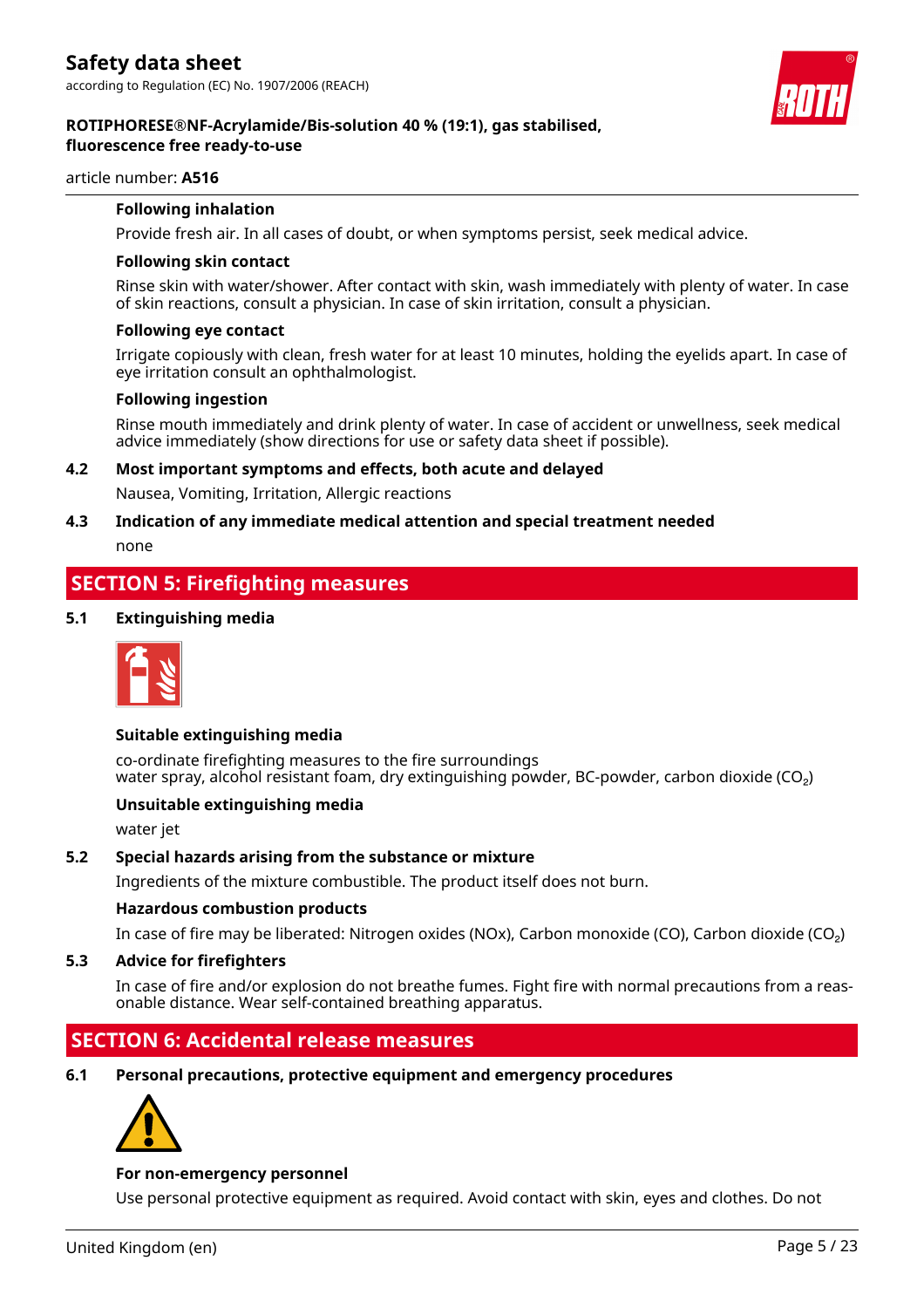**Following inhalation**

Provide fresh air. In all cases of doubt, or when symptoms persist, seek medical advice.

**Following skin contact**

Rinse skin with water/shower. After contact with skin, wash immediately with plenty of water. In case of skin reactions, consult a physician. In case of skin irritation, consult a physician.

**Following eye contact**

Irrigate copiously with clean, fresh water for at least 10 minutes, holding the eyelids apart. In case of eye irritation consult an ophthalmologist.

**Following ingestion**

Rinse mouth immediately and drink plenty of water. In case of accident or unwellness, seek medical advice immediately (show directions for use or safety data sheet if possible).

### 4.2 Most important symptoms and effects, both acute and delayed

Nausea, Vomiting, Irritation, Allergic reactions

### 4.3 Indication of any immediate medical attention and special treatment needed

none

## SECTION 5: Firefighting measures

### 5.1 Extinguishing media

**Suitable extinguishing media**

co-ordinate firefighting measures to the fire surroundings
water spray, alcohol resistant foam, dry extinguishing powder, BC-powder, carbon dioxide ($CO_2$)

**Unsuitable extinguishing media**

water jet

### 5.2 Special hazards arising from the substance or mixture

Ingredients of the mixture combustible. The product itself does not burn.

**Hazardous combustion products**

In case of fire may be liberated: Nitrogen oxides (NOx), Carbon monoxide (CO), Carbon dioxide ($CO_2$)

### 5.3 Advice for firefighters

In case of fire and/or explosion do not breathe fumes. Fight fire with normal precautions from a reasonable distance. Wear self-contained breathing apparatus.

## SECTION 6: Accidental release measures

### 6.1 Personal precautions, protective equipment and emergency procedures

**For non-emergency personnel**

Use personal protective equipment as required. Avoid contact with skin, eyes and clothes. Do not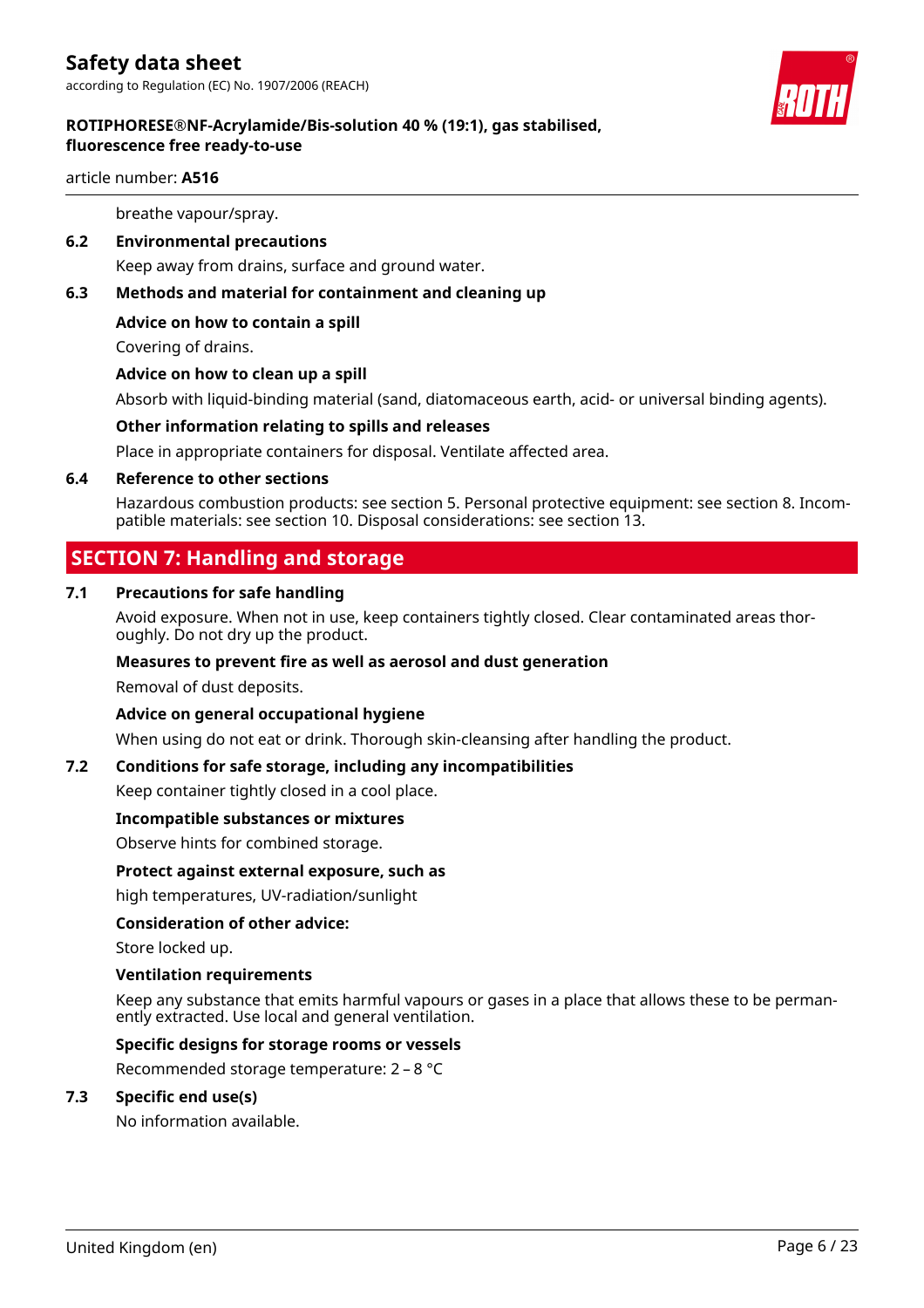breathe vapour/spray.

### 6.2 Environmental precautions

Keep away from drains, surface and ground water.

### 6.3 Methods and material for containment and cleaning up

**Advice on how to contain a spill**

Covering of drains.

**Advice on how to clean up a spill**

Absorb with liquid-binding material (sand, diatomaceous earth, acid- or universal binding agents).

**Other information relating to spills and releases**

Place in appropriate containers for disposal. Ventilate affected area.

### 6.4 Reference to other sections

Hazardous combustion products: see section 5. Personal protective equipment: see section 8. Incompatible materials: see section 10. Disposal considerations: see section 13.

## SECTION 7: Handling and storage

### 7.1 Precautions for safe handling

Avoid exposure. When not in use, keep containers tightly closed. Clear contaminated areas thoroughly. Do not dry up the product.

**Measures to prevent fire as well as aerosol and dust generation**

Removal of dust deposits.

**Advice on general occupational hygiene**

When using do not eat or drink. Thorough skin-cleansing after handling the product.

### 7.2 Conditions for safe storage, including any incompatibilities

Keep container tightly closed in a cool place.

**Incompatible substances or mixtures**

Observe hints for combined storage.

**Protect against external exposure, such as**

high temperatures, UV-radiation/sunlight

**Consideration of other advice:**

Store locked up.

**Ventilation requirements**

Keep any substance that emits harmful vapours or gases in a place that allows these to be permanently extracted. Use local and general ventilation.

**Specific designs for storage rooms or vessels**

Recommended storage temperature: 2 – 8 °C

### 7.3 Specific end use(s)

No information available.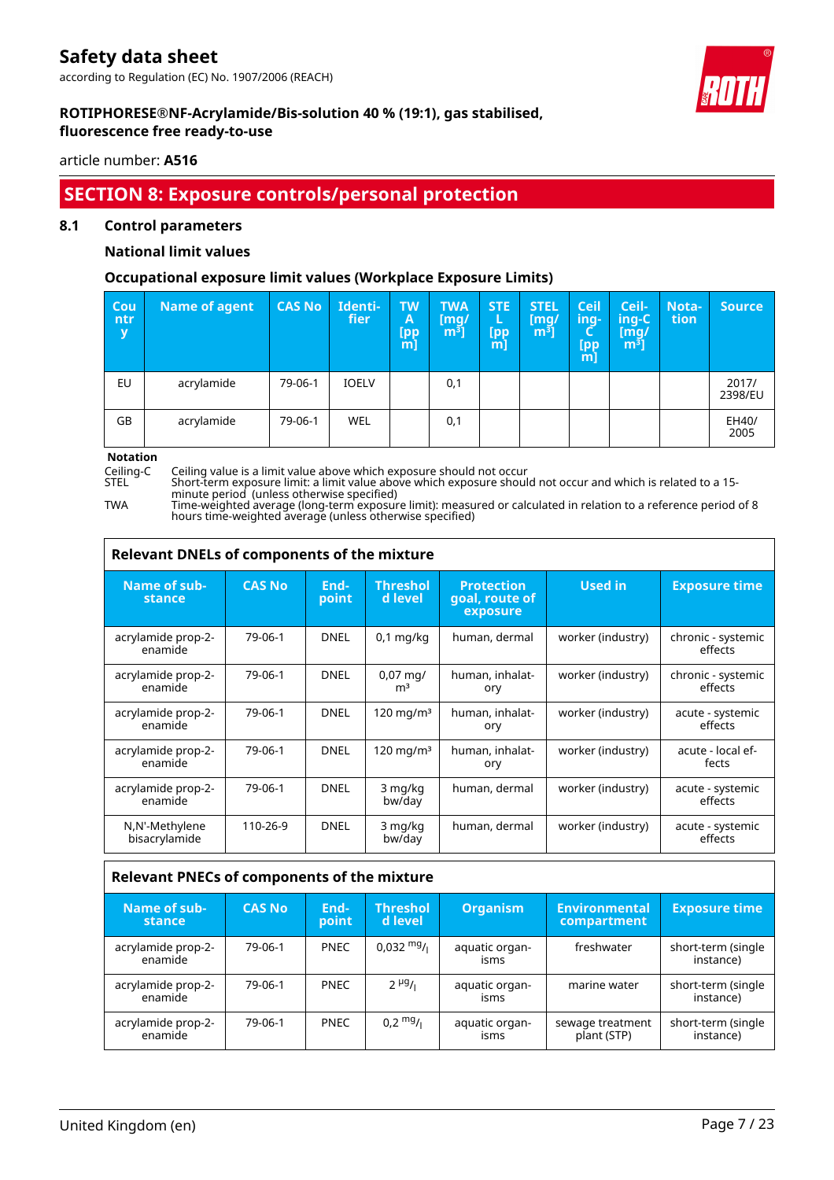# Safety data sheet

according to Regulation (EC) No. 1907/2006 (REACH)

**ROTIPHORESE®NF-Acrylamide/Bis-solution 40 % (19:1), gas stabilised, fluorescence free ready-to-use**

article number: **A516**

## SECTION 8: Exposure controls/personal protection

### 8.1 Control parameters

**National limit values**

**Occupational exposure limit values (Workplace Exposure Limits)**

| Country | Name of agent | CAS No | Identifier | TWA [ppm] | TWA [mg/m³] | STEL [ppm] | STEL [mg/m³] | Ceiling-C [ppm] | Ceiling-C [mg/m³] | Notation | Source |
|---|---|---|---|---|---|---|---|---|---|---|---|
| EU | acrylamide | 79-06-1 | IOELV | | 0,1 | | | | | | 2017/2398/EU |
| GB | acrylamide | 79-06-1 | WEL | | 0,1 | | | | | | EH40/2005 |

**Notation**

Ceiling-C Ceiling value is a limit value above which exposure should not occur

STEL Short-term exposure limit: a limit value above which exposure should not occur and which is related to a 15-minute period (unless otherwise specified)

TWA Time-weighted average (long-term exposure limit): measured or calculated in relation to a reference period of 8 hours time-weighted average (unless otherwise specified)

**Relevant DNELs of components of the mixture**

| Name of substance | CAS No | Endpoint | Threshold level | Protection goal, route of exposure | Used in | Exposure time |
|---|---|---|---|---|---|---|
| acrylamide prop-2-enamide | 79-06-1 | DNEL | 0,1 mg/kg | human, dermal | worker (industry) | chronic - systemic effects |
| acrylamide prop-2-enamide | 79-06-1 | DNEL | 0,07 mg/m³ | human, inhalatory | worker (industry) | chronic - systemic effects |
| acrylamide prop-2-enamide | 79-06-1 | DNEL | 120 mg/m³ | human, inhalatory | worker (industry) | acute - systemic effects |
| acrylamide prop-2-enamide | 79-06-1 | DNEL | 120 mg/m³ | human, inhalatory | worker (industry) | acute - local effects |
| acrylamide prop-2-enamide | 79-06-1 | DNEL | 3 mg/kg bw/day | human, dermal | worker (industry) | acute - systemic effects |
| N,N'-Methylene bisacrylamide | 110-26-9 | DNEL | 3 mg/kg bw/day | human, dermal | worker (industry) | acute - systemic effects |

**Relevant PNECs of components of the mixture**

| Name of substance | CAS No | Endpoint | Threshold level | Organism | Environmental compartment | Exposure time |
|---|---|---|---|---|---|---|
| acrylamide prop-2-enamide | 79-06-1 | PNEC | 0,032 mg/l | aquatic organisms | freshwater | short-term (single instance) |
| acrylamide prop-2-enamide | 79-06-1 | PNEC | 2 µg/l | aquatic organisms | marine water | short-term (single instance) |
| acrylamide prop-2-enamide | 79-06-1 | PNEC | 0,2 mg/l | aquatic organisms | sewage treatment plant (STP) | short-term (single instance) |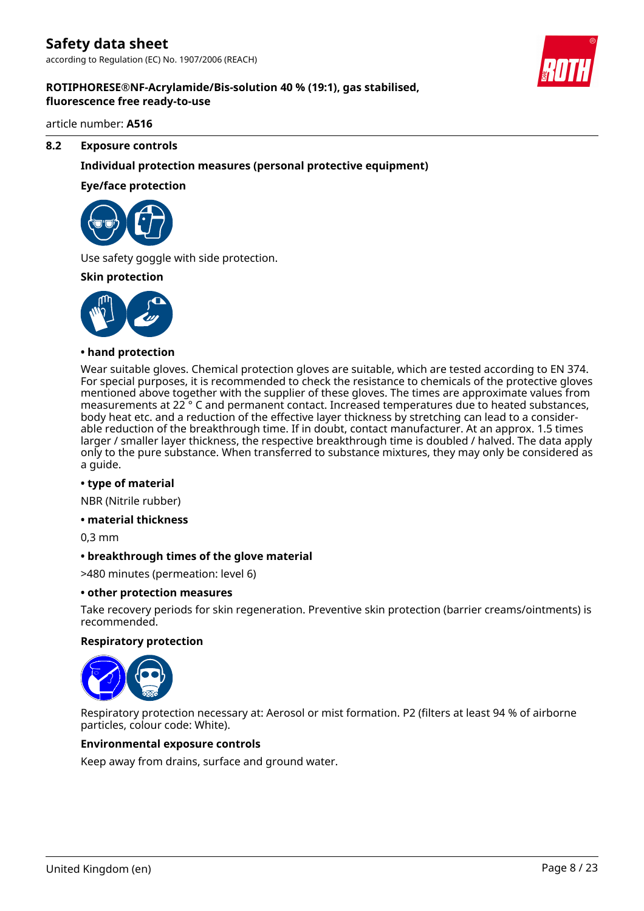### 8.2 Exposure controls

**Individual protection measures (personal protective equipment)**

**Eye/face protection**

Use safety goggle with side protection.

**Skin protection**

**• hand protection**

Wear suitable gloves. Chemical protection gloves are suitable, which are tested according to EN 374. For special purposes, it is recommended to check the resistance to chemicals of the protective gloves mentioned above together with the supplier of these gloves. The times are approximate values from measurements at 22 ° C and permanent contact. Increased temperatures due to heated substances, body heat etc. and a reduction of the effective layer thickness by stretching can lead to a considerable reduction of the breakthrough time. If in doubt, contact manufacturer. At an approx. 1.5 times larger / smaller layer thickness, the respective breakthrough time is doubled / halved. The data apply only to the pure substance. When transferred to substance mixtures, they may only be considered as a guide.

**• type of material**

NBR (Nitrile rubber)

**• material thickness**

0,3 mm

**• breakthrough times of the glove material**

>480 minutes (permeation: level 6)

**• other protection measures**

Take recovery periods for skin regeneration. Preventive skin protection (barrier creams/ointments) is recommended.

**Respiratory protection**

Respiratory protection necessary at: Aerosol or mist formation. P2 (filters at least 94 % of airborne particles, colour code: White).

**Environmental exposure controls**

Keep away from drains, surface and ground water.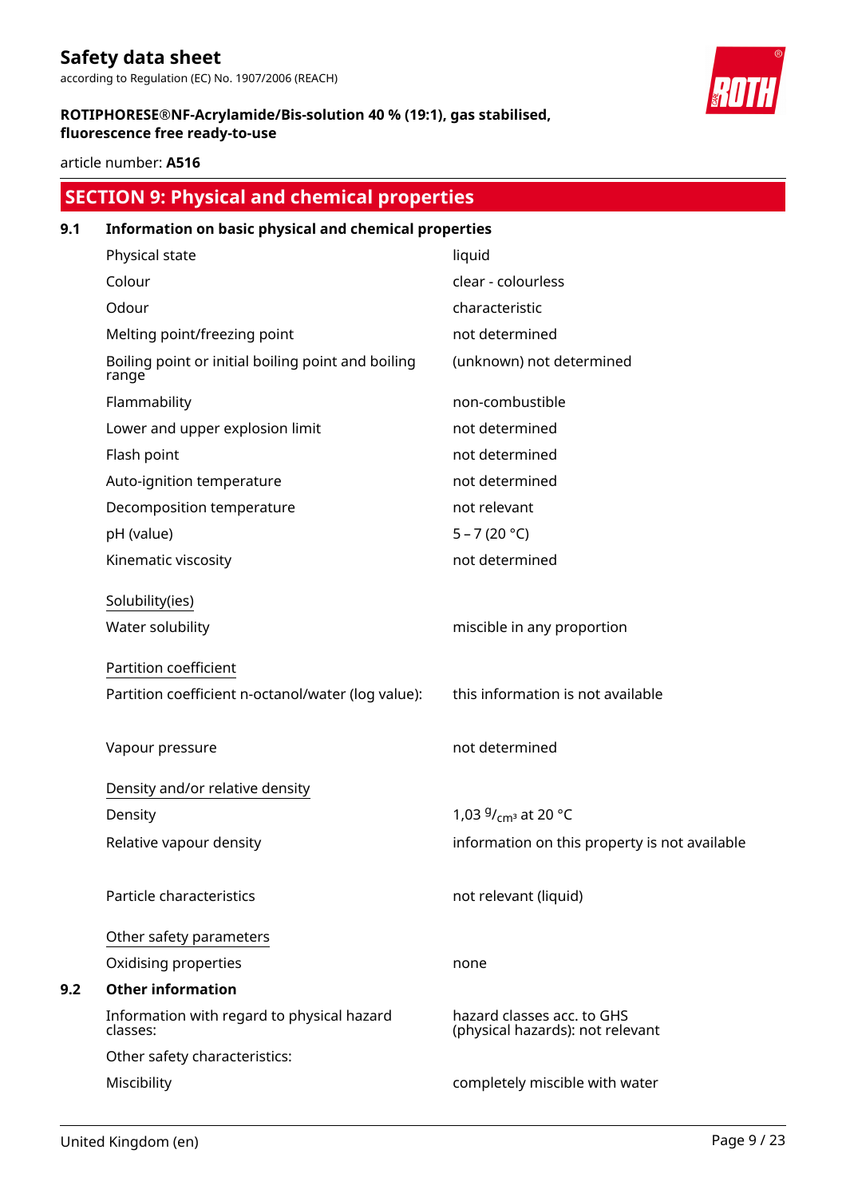## SECTION 9: Physical and chemical properties

### 9.1 Information on basic physical and chemical properties

| | |
|---|---|
| Physical state | liquid |
| Colour | clear - colourless |
| Odour | characteristic |
| Melting point/freezing point | not determined |
| Boiling point or initial boiling point and boiling range | (unknown) not determined |
| Flammability | non-combustible |
| Lower and upper explosion limit | not determined |
| Flash point | not determined |
| Auto-ignition temperature | not determined |
| Decomposition temperature | not relevant |
| pH (value) | 5 – 7 (20 °C) |
| Kinematic viscosity | not determined |

Solubility(ies)

| | |
|---|---|
| Water solubility | miscible in any proportion |

Partition coefficient

| | |
|---|---|
| Partition coefficient n-octanol/water (log value): | this information is not available |
| Vapour pressure | not determined |

Density and/or relative density

| | |
|---|---|
| Density | 1,03 $^{g}/_{cm^3}$ at 20 °C |
| Relative vapour density | information on this property is not available |
| Particle characteristics | not relevant (liquid) |

Other safety parameters

| | |
|---|---|
| Oxidising properties | none |

### 9.2 Other information

| | |
|---|---|
| Information with regard to physical hazard classes: | hazard classes acc. to GHS (physical hazards): not relevant |
| Other safety characteristics: | |
| Miscibility | completely miscible with water |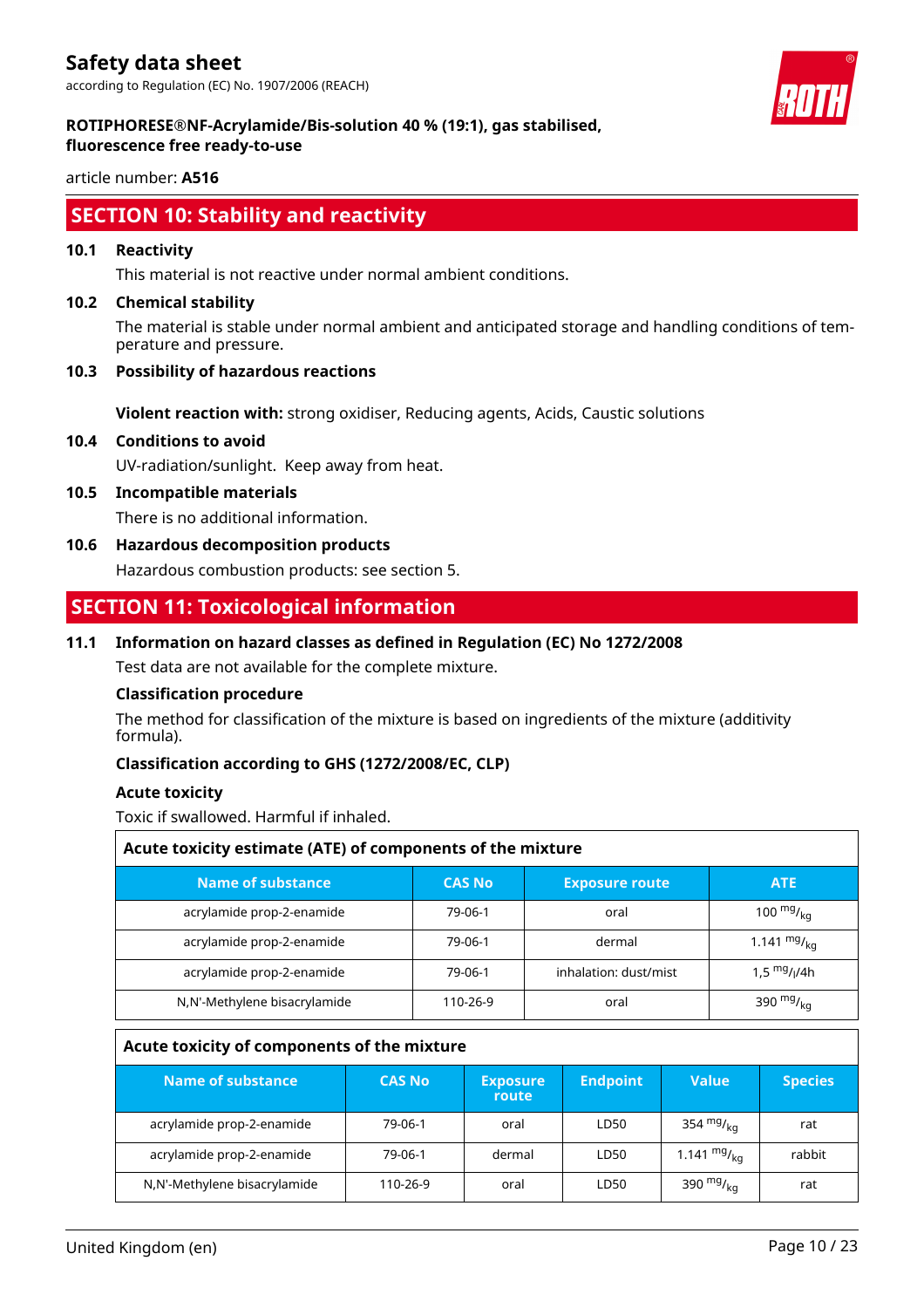## SECTION 10: Stability and reactivity

**10.1 Reactivity**

This material is not reactive under normal ambient conditions.

**10.2 Chemical stability**

The material is stable under normal ambient and anticipated storage and handling conditions of temperature and pressure.

**10.3 Possibility of hazardous reactions**

**Violent reaction with:** strong oxidiser, Reducing agents, Acids, Caustic solutions

**10.4 Conditions to avoid**

UV-radiation/sunlight. Keep away from heat.

**10.5 Incompatible materials**

There is no additional information.

**10.6 Hazardous decomposition products**

Hazardous combustion products: see section 5.

## SECTION 11: Toxicological information

**11.1 Information on hazard classes as defined in Regulation (EC) No 1272/2008**

Test data are not available for the complete mixture.

**Classification procedure**

The method for classification of the mixture is based on ingredients of the mixture (additivity formula).

**Classification according to GHS (1272/2008/EC, CLP)**

**Acute toxicity**

Toxic if swallowed. Harmful if inhaled.

**Acute toxicity estimate (ATE) of components of the mixture**

| Name of substance | CAS No | Exposure route | ATE |
|---|---|---|---|
| acrylamide prop-2-enamide | 79-06-1 | oral | 100 mg/kg |
| acrylamide prop-2-enamide | 79-06-1 | dermal | 1.141 mg/kg |
| acrylamide prop-2-enamide | 79-06-1 | inhalation: dust/mist | 1,5 mg/l/4h |
| N,N'-Methylene bisacrylamide | 110-26-9 | oral | 390 mg/kg |

**Acute toxicity of components of the mixture**

| Name of substance | CAS No | Exposure route | Endpoint | Value | Species |
|---|---|---|---|---|---|
| acrylamide prop-2-enamide | 79-06-1 | oral | LD50 | 354 mg/kg | rat |
| acrylamide prop-2-enamide | 79-06-1 | dermal | LD50 | 1.141 mg/kg | rabbit |
| N,N'-Methylene bisacrylamide | 110-26-9 | oral | LD50 | 390 mg/kg | rat |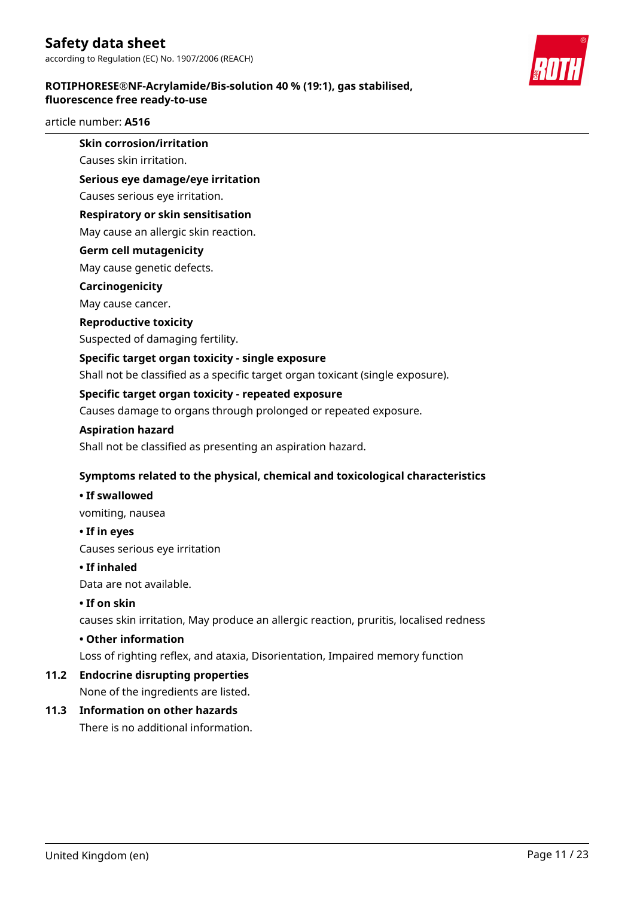**Skin corrosion/irritation**

Causes skin irritation.

**Serious eye damage/eye irritation**

Causes serious eye irritation.

**Respiratory or skin sensitisation**

May cause an allergic skin reaction.

**Germ cell mutagenicity**

May cause genetic defects.

**Carcinogenicity**

May cause cancer.

**Reproductive toxicity**

Suspected of damaging fertility.

**Specific target organ toxicity - single exposure**

Shall not be classified as a specific target organ toxicant (single exposure).

**Specific target organ toxicity - repeated exposure**

Causes damage to organs through prolonged or repeated exposure.

**Aspiration hazard**

Shall not be classified as presenting an aspiration hazard.

**Symptoms related to the physical, chemical and toxicological characteristics**

**• If swallowed**

vomiting, nausea

**• If in eyes**

Causes serious eye irritation

**• If inhaled**

Data are not available.

**• If on skin**

causes skin irritation, May produce an allergic reaction, pruritis, localised redness

**• Other information**

Loss of righting reflex, and ataxia, Disorientation, Impaired memory function

## 11.2 Endocrine disrupting properties

None of the ingredients are listed.

## 11.3 Information on other hazards

There is no additional information.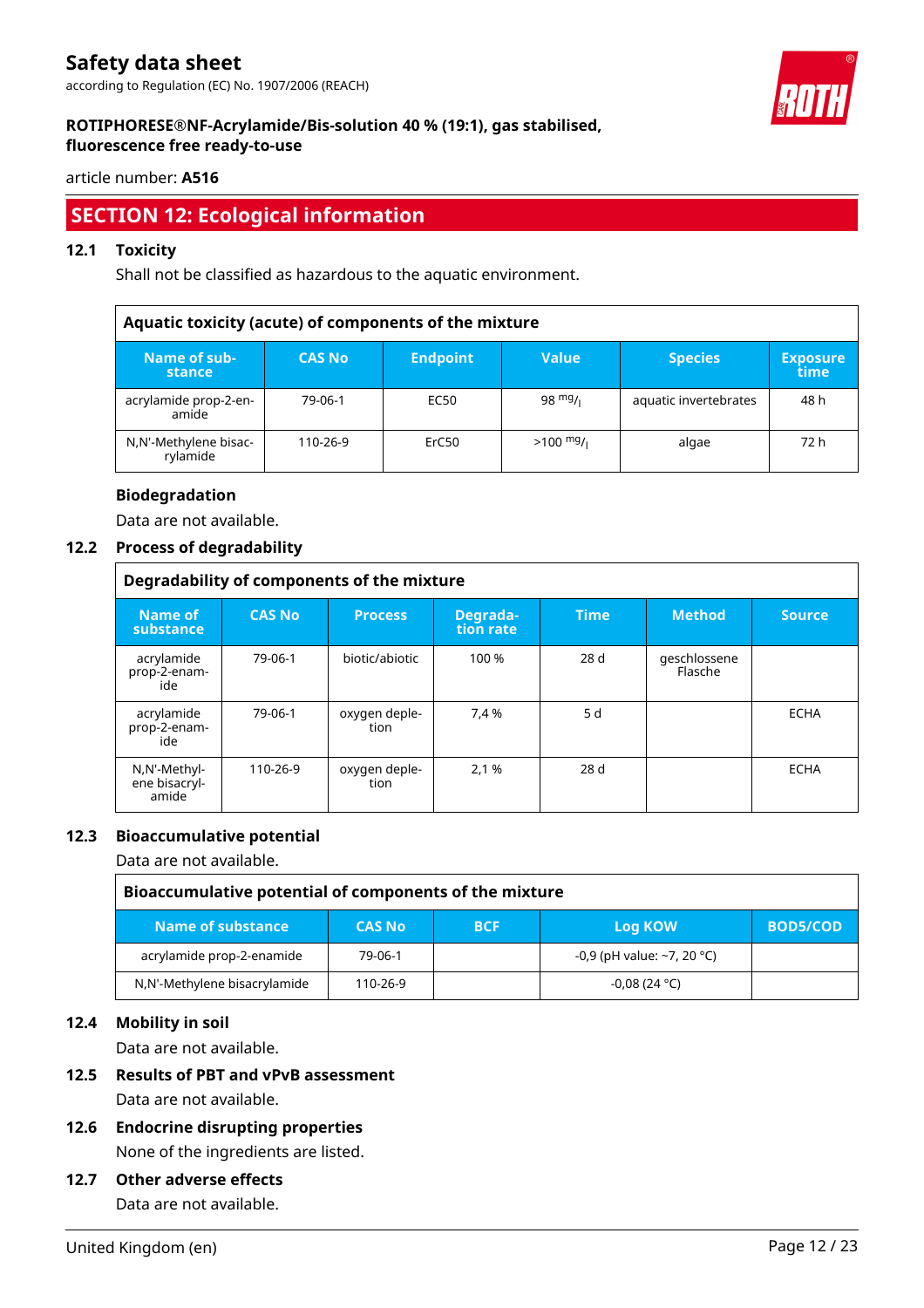## SECTION 12: Ecological information

### 12.1 Toxicity

Shall not be classified as hazardous to the aquatic environment.

**Aquatic toxicity (acute) of components of the mixture**

| Name of substance | CAS No | Endpoint | Value | Species | Exposure time |
|---|---|---|---|---|---|
| acrylamide prop-2-enamide | 79-06-1 | EC50 | 98 $^{mg}/_{l}$ | aquatic invertebrates | 48 h |
| N,N'-Methylene bisacrylamide | 110-26-9 | ErC50 | >100 $^{mg}/_{l}$ | algae | 72 h |

**Biodegradation**

Data are not available.

### 12.2 Process of degradability

**Degradability of components of the mixture**

| Name of substance | CAS No | Process | Degradation rate | Time | Method | Source |
|---|---|---|---|---|---|---|
| acrylamide prop-2-enamide | 79-06-1 | biotic/abiotic | 100 % | 28 d | geschlossene Flasche | |
| acrylamide prop-2-enamide | 79-06-1 | oxygen depletion | 7,4 % | 5 d | | ECHA |
| N,N'-Methylene bisacrylamide | 110-26-9 | oxygen depletion | 2,1 % | 28 d | | ECHA |

### 12.3 Bioaccumulative potential

Data are not available.

**Bioaccumulative potential of components of the mixture**

| Name of substance | CAS No | BCF | Log KOW | BOD5/COD |
|---|---|---|---|---|
| acrylamide prop-2-enamide | 79-06-1 | | -0,9 (pH value: ~7, 20 °C) | |
| N,N'-Methylene bisacrylamide | 110-26-9 | | -0,08 (24 °C) | |

### 12.4 Mobility in soil

Data are not available.

### 12.5 Results of PBT and vPvB assessment

Data are not available.

### 12.6 Endocrine disrupting properties

None of the ingredients are listed.

### 12.7 Other adverse effects

Data are not available.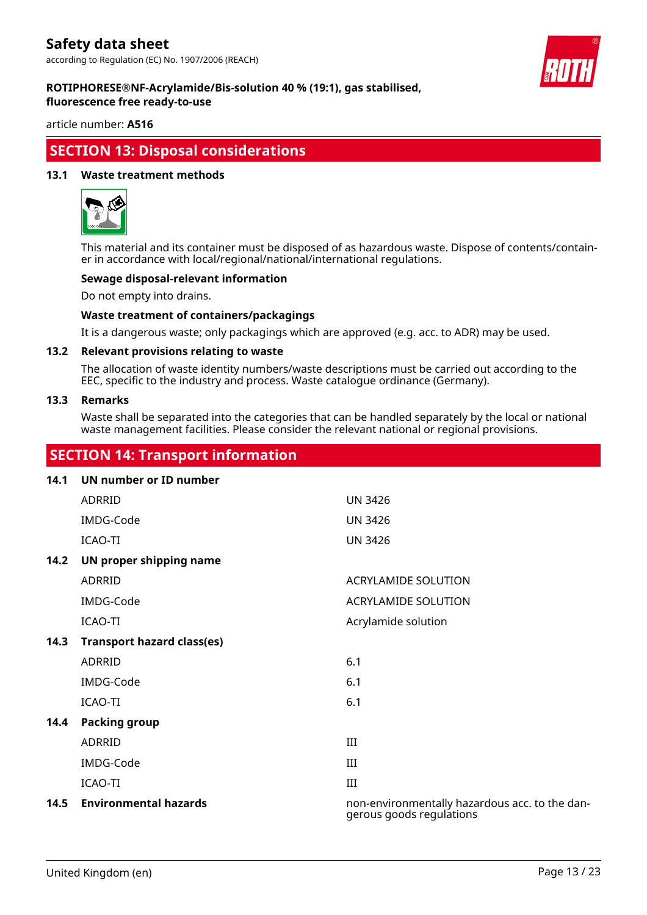## SECTION 13: Disposal considerations

### 13.1 Waste treatment methods

This material and its container must be disposed of as hazardous waste. Dispose of contents/container in accordance with local/regional/national/international regulations.

**Sewage disposal-relevant information**

Do not empty into drains.

**Waste treatment of containers/packagings**

It is a dangerous waste; only packagings which are approved (e.g. acc. to ADR) may be used.

### 13.2 Relevant provisions relating to waste

The allocation of waste identity numbers/waste descriptions must be carried out according to the EEC, specific to the industry and process. Waste catalogue ordinance (Germany).

### 13.3 Remarks

Waste shall be separated into the categories that can be handled separately by the local or national waste management facilities. Please consider the relevant national or regional provisions.

## SECTION 14: Transport information

### 14.1 UN number or ID number

| | |
|---|---|
| ADRRID | UN 3426 |
| IMDG-Code | UN 3426 |
| ICAO-TI | UN 3426 |

### 14.2 UN proper shipping name

| | |
|---|---|
| ADRRID | ACRYLAMIDE SOLUTION |
| IMDG-Code | ACRYLAMIDE SOLUTION |
| ICAO-TI | Acrylamide solution |

### 14.3 Transport hazard class(es)

| | |
|---|---|
| ADRRID | 6.1 |
| IMDG-Code | 6.1 |
| ICAO-TI | 6.1 |

### 14.4 Packing group

| | |
|---|---|
| ADRRID | III |
| IMDG-Code | III |
| ICAO-TI | III |

### 14.5 Environmental hazards

non-environmentally hazardous acc. to the dangerous goods regulations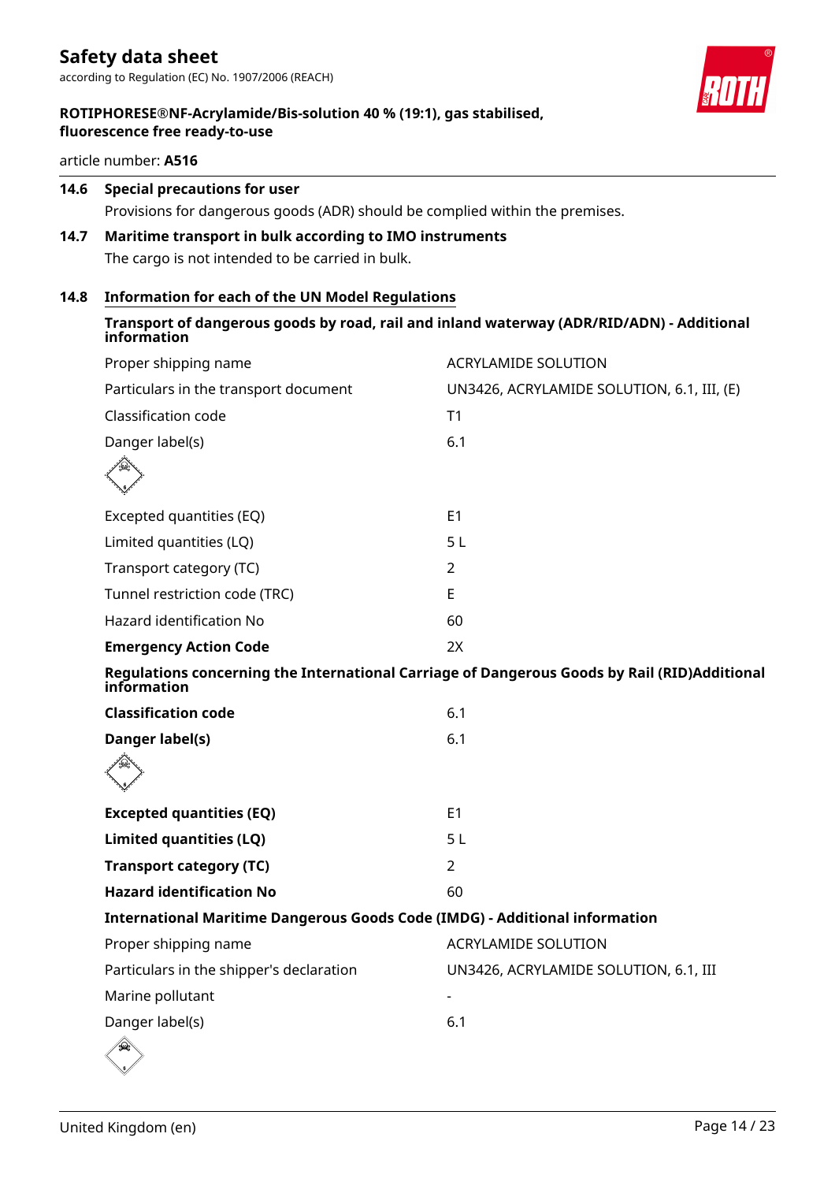**14.6 Special precautions for user**

Provisions for dangerous goods (ADR) should be complied within the premises.

**14.7 Maritime transport in bulk according to IMO instruments**

The cargo is not intended to be carried in bulk.

**14.8 Information for each of the UN Model Regulations**

**Transport of dangerous goods by road, rail and inland waterway (ADR/RID/ADN) - Additional information**

| | |
|---|---|
| Proper shipping name | ACRYLAMIDE SOLUTION |
| Particulars in the transport document | UN3426, ACRYLAMIDE SOLUTION, 6.1, III, (E) |
| Classification code | T1 |
| Danger label(s) | 6.1 |
| Excepted quantities (EQ) | E1 |
| Limited quantities (LQ) | 5 L |
| Transport category (TC) | 2 |
| Tunnel restriction code (TRC) | E |
| Hazard identification No | 60 |
| **Emergency Action Code** | 2X |

**Regulations concerning the International Carriage of Dangerous Goods by Rail (RID)Additional information**

| | |
|---|---|
| **Classification code** | 6.1 |
| **Danger label(s)** | 6.1 |
| **Excepted quantities (EQ)** | E1 |
| **Limited quantities (LQ)** | 5 L |
| **Transport category (TC)** | 2 |
| **Hazard identification No** | 60 |

**International Maritime Dangerous Goods Code (IMDG) - Additional information**

| | |
|---|---|
| Proper shipping name | ACRYLAMIDE SOLUTION |
| Particulars in the shipper's declaration | UN3426, ACRYLAMIDE SOLUTION, 6.1, III |
| Marine pollutant | - |
| Danger label(s) | 6.1 |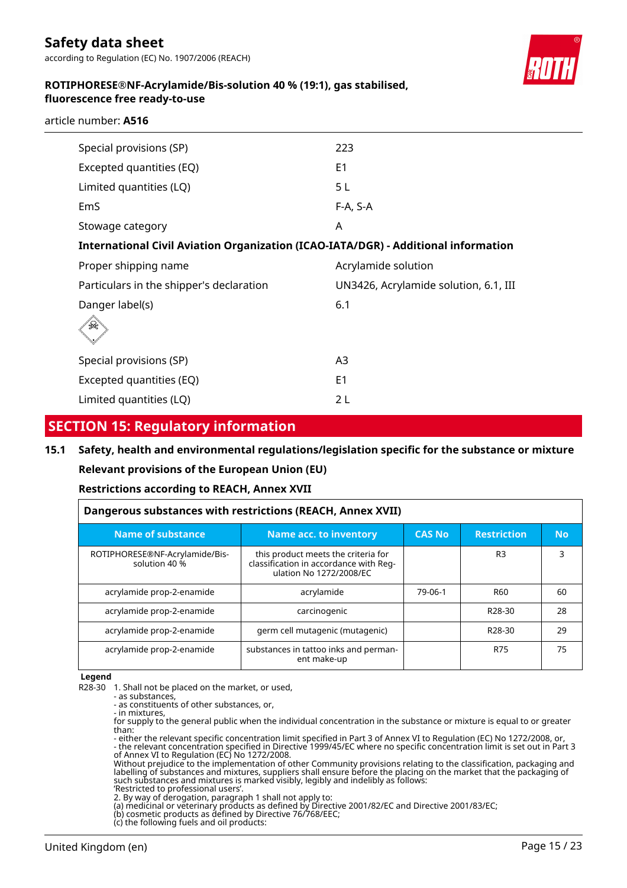| | |
|---|---|
| Special provisions (SP) | 223 |
| Excepted quantities (EQ) | E1 |
| Limited quantities (LQ) | 5 L |
| EmS | F-A, S-A |
| Stowage category | A |

**International Civil Aviation Organization (ICAO-IATA/DGR) - Additional information**

| | |
|---|---|
| Proper shipping name | Acrylamide solution |
| Particulars in the shipper's declaration | UN3426, Acrylamide solution, 6.1, III |
| Danger label(s) | 6.1 |
| Special provisions (SP) | A3 |
| Excepted quantities (EQ) | E1 |
| Limited quantities (LQ) | 2 L |

## SECTION 15: Regulatory information

### 15.1 Safety, health and environmental regulations/legislation specific for the substance or mixture

**Relevant provisions of the European Union (EU)**

**Restrictions according to REACH, Annex XVII**

**Dangerous substances with restrictions (REACH, Annex XVII)**

| Name of substance | Name acc. to inventory | CAS No | Restriction | No |
|---|---|---|---|---|
| ROTIPHORESE®NF-Acrylamide/Bis-solution 40 % | this product meets the criteria for classification in accordance with Regulation No 1272/2008/EC | | R3 | 3 |
| acrylamide prop-2-enamide | acrylamide | 79-06-1 | R60 | 60 |
| acrylamide prop-2-enamide | carcinogenic | | R28-30 | 28 |
| acrylamide prop-2-enamide | germ cell mutagenic (mutagenic) | | R28-30 | 29 |
| acrylamide prop-2-enamide | substances in tattoo inks and permanent make-up | | R75 | 75 |

**Legend**

R28-30 1. Shall not be placed on the market, or used,
- as substances,
- as constituents of other substances, or,
- in mixtures,

for supply to the general public when the individual concentration in the substance or mixture is equal to or greater than:
- either the relevant specific concentration limit specified in Part 3 of Annex VI to Regulation (EC) No 1272/2008, or,
- the relevant concentration specified in Directive 1999/45/EC where no specific concentration limit is set out in Part 3 of Annex VI to Regulation (EC) No 1272/2008.

Without prejudice to the implementation of other Community provisions relating to the classification, packaging and labelling of substances and mixtures, suppliers shall ensure before the placing on the market that the packaging of such substances and mixtures is marked visibly, legibly and indelibly as follows:
'Restricted to professional users'.

2. By way of derogation, paragraph 1 shall not apply to:
(a) medicinal or veterinary products as defined by Directive 2001/82/EC and Directive 2001/83/EC;
(b) cosmetic products as defined by Directive 76/768/EEC;
(c) the following fuels and oil products: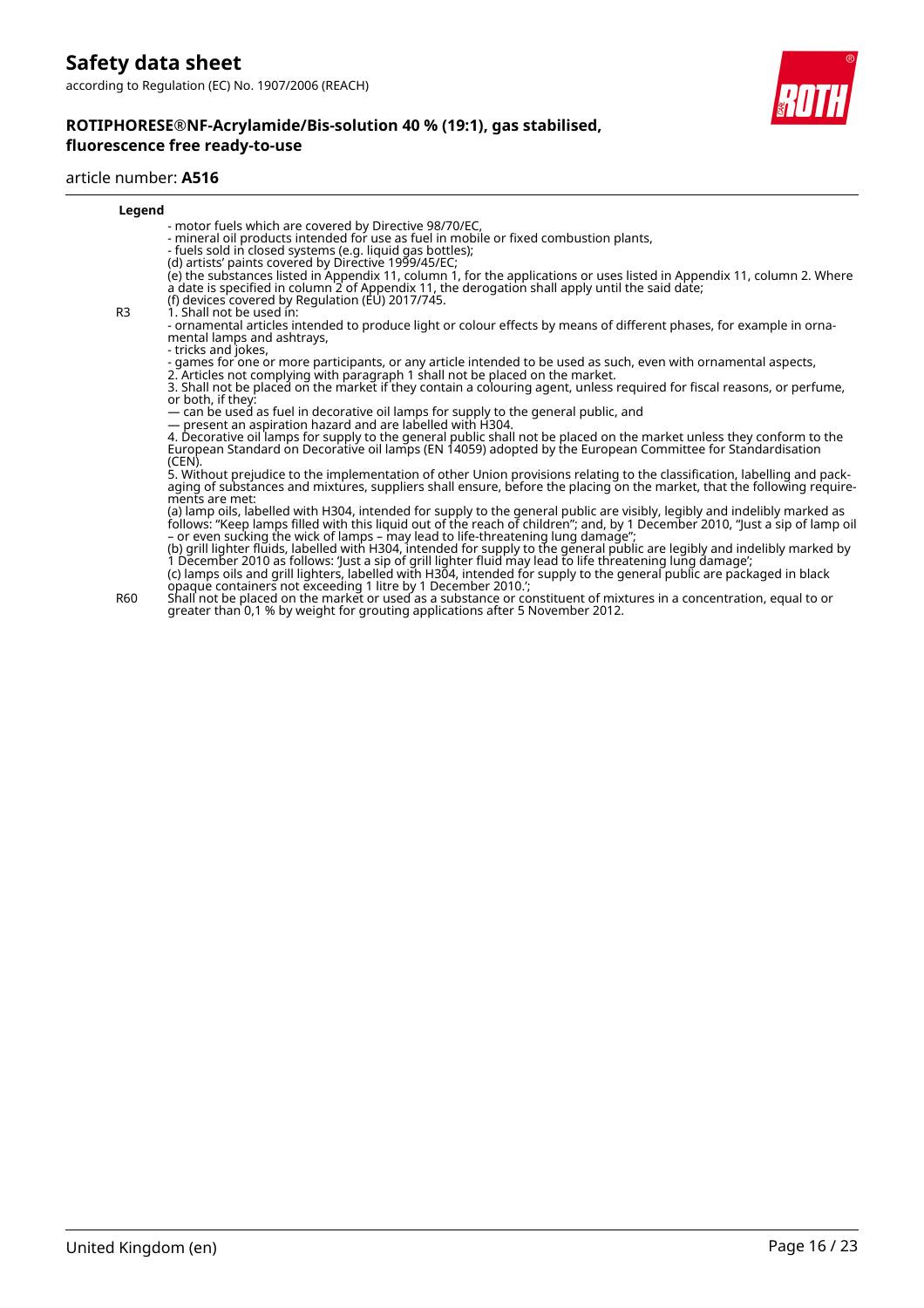| Legend | |
|---|---|
| | - motor fuels which are covered by Directive 98/70/EC,<br>- mineral oil products intended for use as fuel in mobile or fixed combustion plants,<br>- fuels sold in closed systems (e.g. liquid gas bottles);<br>(d) artists' paints covered by Directive 1999/45/EC;<br>(e) the substances listed in Appendix 11, column 1, for the applications or uses listed in Appendix 11, column 2. Where a date is specified in column 2 of Appendix 11, the derogation shall apply until the said date;<br>(f) devices covered by Regulation (EU) 2017/745. |
| R3 | 1. Shall not be used in:<br>- ornamental articles intended to produce light or colour effects by means of different phases, for example in ornamental lamps and ashtrays,<br>- tricks and jokes,<br>- games for one or more participants, or any article intended to be used as such, even with ornamental aspects,<br>2. Articles not complying with paragraph 1 shall not be placed on the market.<br>3. Shall not be placed on the market if they contain a colouring agent, unless required for fiscal reasons, or perfume, or both, if they:<br>— can be used as fuel in decorative oil lamps for supply to the general public, and<br>— present an aspiration hazard and are labelled with H304.<br>4. Decorative oil lamps for supply to the general public shall not be placed on the market unless they conform to the European Standard on Decorative oil lamps (EN 14059) adopted by the European Committee for Standardisation (CEN).<br>5. Without prejudice to the implementation of other Union provisions relating to the classification, labelling and packaging of substances and mixtures, suppliers shall ensure, before the placing on the market, that the following requirements are met:<br>(a) lamp oils, labelled with H304, intended for supply to the general public are visibly, legibly and indelibly marked as follows: "Keep lamps filled with this liquid out of the reach of children"; and, by 1 December 2010, "Just a sip of lamp oil – or even sucking the wick of lamps – may lead to life-threatening lung damage";<br>(b) grill lighter fluids, labelled with H304, intended for supply to the general public are legibly and indelibly marked by 1 December 2010 as follows: 'Just a sip of grill lighter fluid may lead to life threatening lung damage';<br>(c) lamps oils and grill lighters, labelled with H304, intended for supply to the general public are packaged in black opaque containers not exceeding 1 litre by 1 December 2010.'; |
| R60 | Shall not be placed on the market or used as a substance or constituent of mixtures in a concentration, equal to or greater than 0,1 % by weight for grouting applications after 5 November 2012. |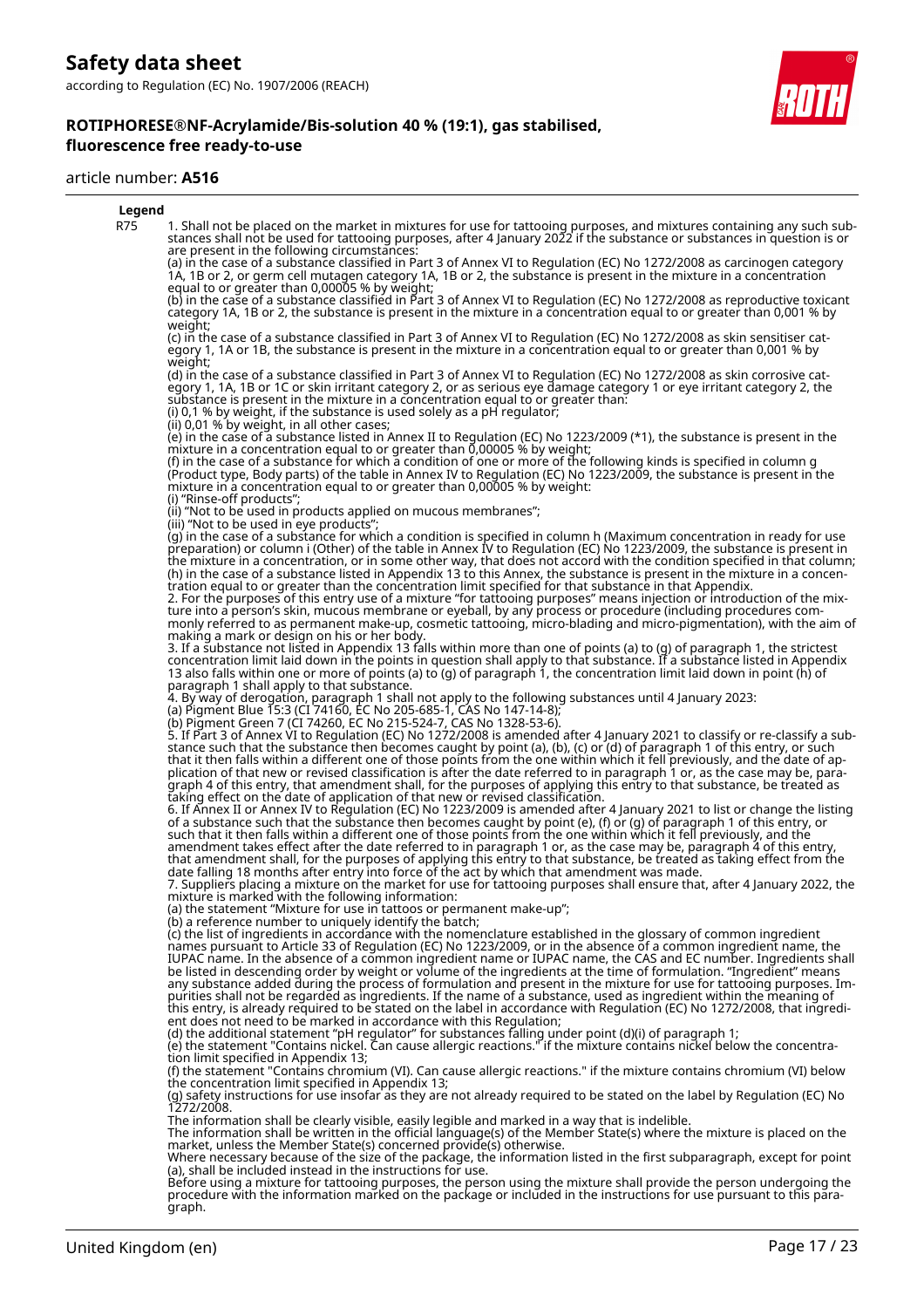**Legend**

| | |
|---|---|
| R75 | 1. Shall not be placed on the market in mixtures for use for tattooing purposes, and mixtures containing any such substances shall not be used for tattooing purposes, after 4 January 2022 if the substance or substances in question is or are present in the following circumstances: (a) in the case of a substance classified in Part 3 of Annex VI to Regulation (EC) No 1272/2008 as carcinogen category 1A, 1B or 2, or germ cell mutagen category 1A, 1B or 2, the substance is present in the mixture in a concentration equal to or greater than 0,00005 % by weight; (b) in the case of a substance classified in Part 3 of Annex VI to Regulation (EC) No 1272/2008 as reproductive toxicant category 1A, 1B or 2, the substance is present in the mixture in a concentration equal to or greater than 0,001 % by weight; (c) in the case of a substance classified in Part 3 of Annex VI to Regulation (EC) No 1272/2008 as skin sensitiser category 1, 1A or 1B, the substance is present in the mixture in a concentration equal to or greater than 0,001 % by weight; (d) in the case of a substance classified in Part 3 of Annex VI to Regulation (EC) No 1272/2008 as skin corrosive category 1, 1A, 1B or 1C or skin irritant category 2, or as serious eye damage category 1 or eye irritant category 2, the substance is present in the mixture in a concentration equal to or greater than: (i) 0,1 % by weight, if the substance is used solely as a pH regulator; (ii) 0,01 % by weight, in all other cases; (e) in the case of a substance listed in Annex II to Regulation (EC) No 1223/2009 (*1), the substance is present in the mixture in a concentration equal to or greater than 0,00005 % by weight; (f) in the case of a substance for which a condition of one or more of the following kinds is specified in column g (Product type, Body parts) of the table in Annex IV to Regulation (EC) No 1223/2009, the substance is present in the mixture in a concentration equal to or greater than 0,00005 % by weight: (i) "Rinse-off products"; (ii) "Not to be used in products applied on mucous membranes"; (iii) "Not to be used in eye products"; (g) in the case of a substance for which a condition is specified in column h (Maximum concentration in ready for use preparation) or column i (Other) of the table in Annex IV to Regulation (EC) No 1223/2009, the substance is present in the mixture in a concentration, or in some other way, that does not accord with the condition specified in that column; (h) in the case of a substance listed in Appendix 13 to this Annex, the substance is present in the mixture in a concentration equal to or greater than the concentration limit specified for that substance in that Appendix. 2. For the purposes of this entry use of a mixture "for tattooing purposes" means injection or introduction of the mixture into a person's skin, mucous membrane or eyeball, by any process or procedure (including procedures commonly referred to as permanent make-up, cosmetic tattooing, micro-blading and micro-pigmentation), with the aim of making a mark or design on his or her body. 3. If a substance not listed in Appendix 13 falls within more than one of points (a) to (g) of paragraph 1, the strictest concentration limit laid down in the points in question shall apply to that substance. If a substance listed in Appendix 13 also falls within one or more of points (a) to (g) of paragraph 1, the concentration limit laid down in point (h) of paragraph 1 shall apply to that substance. 4. By way of derogation, paragraph 1 shall not apply to the following substances until 4 January 2023: (a) Pigment Blue 15:3 (CI 74160, EC No 205-685-1, CAS No 147-14-8); (b) Pigment Green 7 (CI 74260, EC No 215-524-7, CAS No 1328-53-6). 5. If Part 3 of Annex VI to Regulation (EC) No 1272/2008 is amended after 4 January 2021 to classify or re-classify a substance such that the substance then becomes caught by point (a), (b), (c) or (d) of paragraph 1 of this entry, or such that it then falls within a different one of those points from the one within which it fell previously, and the date of application of that new or revised classification is after the date referred to in paragraph 1 or, as the case may be, paragraph 4 of this entry, that amendment shall, for the purposes of applying this entry to that substance, be treated as taking effect on the date of application of that new or revised classification. 6. If Annex II or Annex IV to Regulation (EC) No 1223/2009 is amended after 4 January 2021 to list or change the listing of a substance such that the substance then becomes caught by point (e), (f) or (g) of paragraph 1 of this entry, or such that it then falls within a different one of those points from the one within which it fell previously, and the amendment takes effect after the date referred to in paragraph 1 or, as the case may be, paragraph 4 of this entry, that amendment shall, for the purposes of applying this entry to that substance, be treated as taking effect from the date falling 18 months after entry into force of the act by which that amendment was made. 7. Suppliers placing a mixture on the market for use for tattooing purposes shall ensure that, after 4 January 2022, the mixture is marked with the following information: (a) the statement "Mixture for use in tattoos or permanent make-up"; (b) a reference number to uniquely identify the batch; (c) the list of ingredients in accordance with the nomenclature established in the glossary of common ingredient names pursuant to Article 33 of Regulation (EC) No 1223/2009, or in the absence of a common ingredient name, the IUPAC name. In the absence of a common ingredient name or IUPAC name, the CAS and EC number. Ingredients shall be listed in descending order by weight or volume of the ingredients at the time of formulation. "Ingredient" means any substance added during the process of formulation and present in the mixture for use for tattooing purposes. Impurities shall not be regarded as ingredients. If the name of a substance, used as ingredient within the meaning of this entry, is already required to be stated on the label in accordance with Regulation (EC) No 1272/2008, that ingredient does not need to be marked in accordance with this Regulation; (d) the additional statement "pH regulator" for substances falling under point (d)(i) of paragraph 1; (e) the statement "Contains nickel. Can cause allergic reactions." if the mixture contains nickel below the concentration limit specified in Appendix 13; (f) the statement "Contains chromium (VI). Can cause allergic reactions." if the mixture contains chromium (VI) below the concentration limit specified in Appendix 13; (g) safety instructions for use insofar as they are not already required to be stated on the label by Regulation (EC) No 1272/2008. The information shall be clearly visible, easily legible and marked in a way that is indelible. The information shall be written in the official language(s) of the Member State(s) where the mixture is placed on the market, unless the Member State(s) concerned provide(s) otherwise. Where necessary because of the size of the package, the information listed in the first subparagraph, except for point (a), shall be included instead in the instructions for use. Before using a mixture for tattooing purposes, the person using the mixture shall provide the person undergoing the procedure with the information marked on the package or included in the instructions for use pursuant to this paragraph. |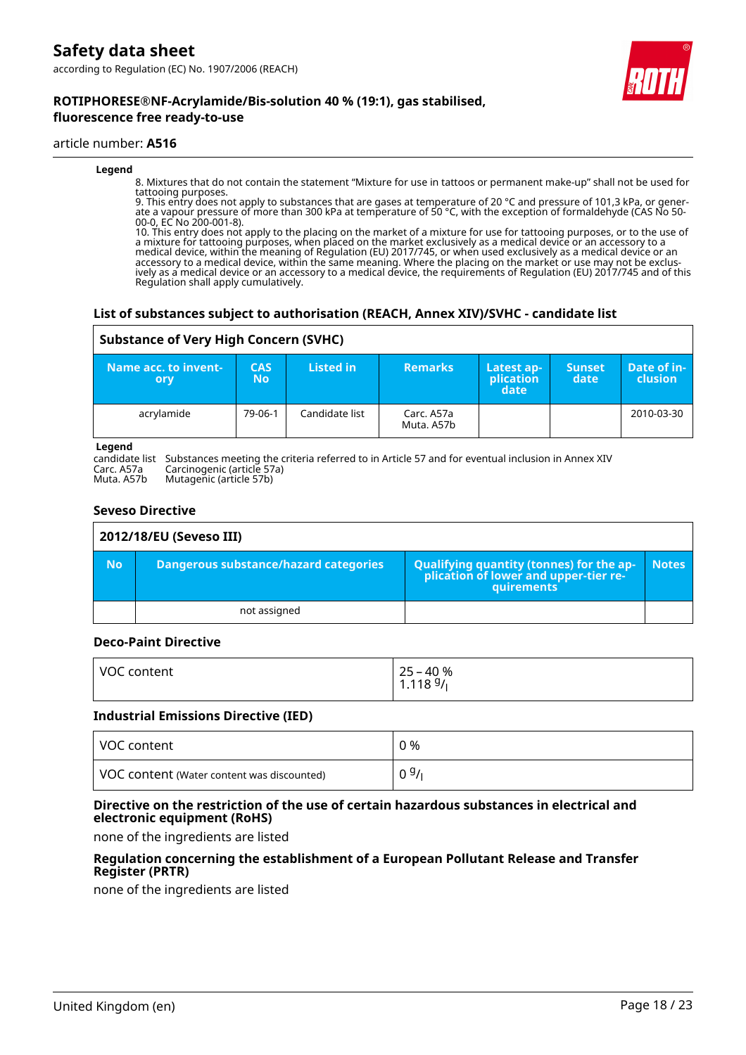**Legend**

8. Mixtures that do not contain the statement "Mixture for use in tattoos or permanent make-up" shall not be used for tattooing purposes.
9. This entry does not apply to substances that are gases at temperature of 20 °C and pressure of 101,3 kPa, or generate a vapour pressure of more than 300 kPa at temperature of 50 °C, with the exception of formaldehyde (CAS No 50-00-0, EC No 200-001-8).
10. This entry does not apply to the placing on the market of a mixture for use for tattooing purposes, or to the use of a mixture for tattooing purposes, when placed on the market exclusively as a medical device or an accessory to a medical device, within the meaning of Regulation (EU) 2017/745, or when used exclusively as a medical device or an accessory to a medical device, within the same meaning. Where the placing on the market or use may not be exclusively as a medical device or an accessory to a medical device, the requirements of Regulation (EU) 2017/745 and of this Regulation shall apply cumulatively.

### List of substances subject to authorisation (REACH, Annex XIV)/SVHC - candidate list

**Substance of Very High Concern (SVHC)**

| Name acc. to inventory | CAS No | Listed in | Remarks | Latest application date | Sunset date | Date of inclusion |
|---|---|---|---|---|---|---|
| acrylamide | 79-06-1 | Candidate list | Carc. A57a<br>Muta. A57b | | | 2010-03-30 |

**Legend**

| | |
|---|---|
| candidate list | Substances meeting the criteria referred to in Article 57 and for eventual inclusion in Annex XIV |
| Carc. A57a | Carcinogenic (article 57a) |
| Muta. A57b | Mutagenic (article 57b) |

### Seveso Directive

**2012/18/EU (Seveso III)**

| No | Dangerous substance/hazard categories | Qualifying quantity (tonnes) for the application of lower and upper-tier requirements | Notes |
|---|---|---|---|
| | not assigned | | |

### Deco-Paint Directive

| | |
|---|---|
| VOC content | 25 – 40 %<br>1.118 g/l |

### Industrial Emissions Directive (IED)

| | |
|---|---|
| VOC content | 0 % |
| VOC content (Water content was discounted) | 0 g/l |

### Directive on the restriction of the use of certain hazardous substances in electrical and electronic equipment (RoHS)

none of the ingredients are listed

### Regulation concerning the establishment of a European Pollutant Release and Transfer Register (PRTR)

none of the ingredients are listed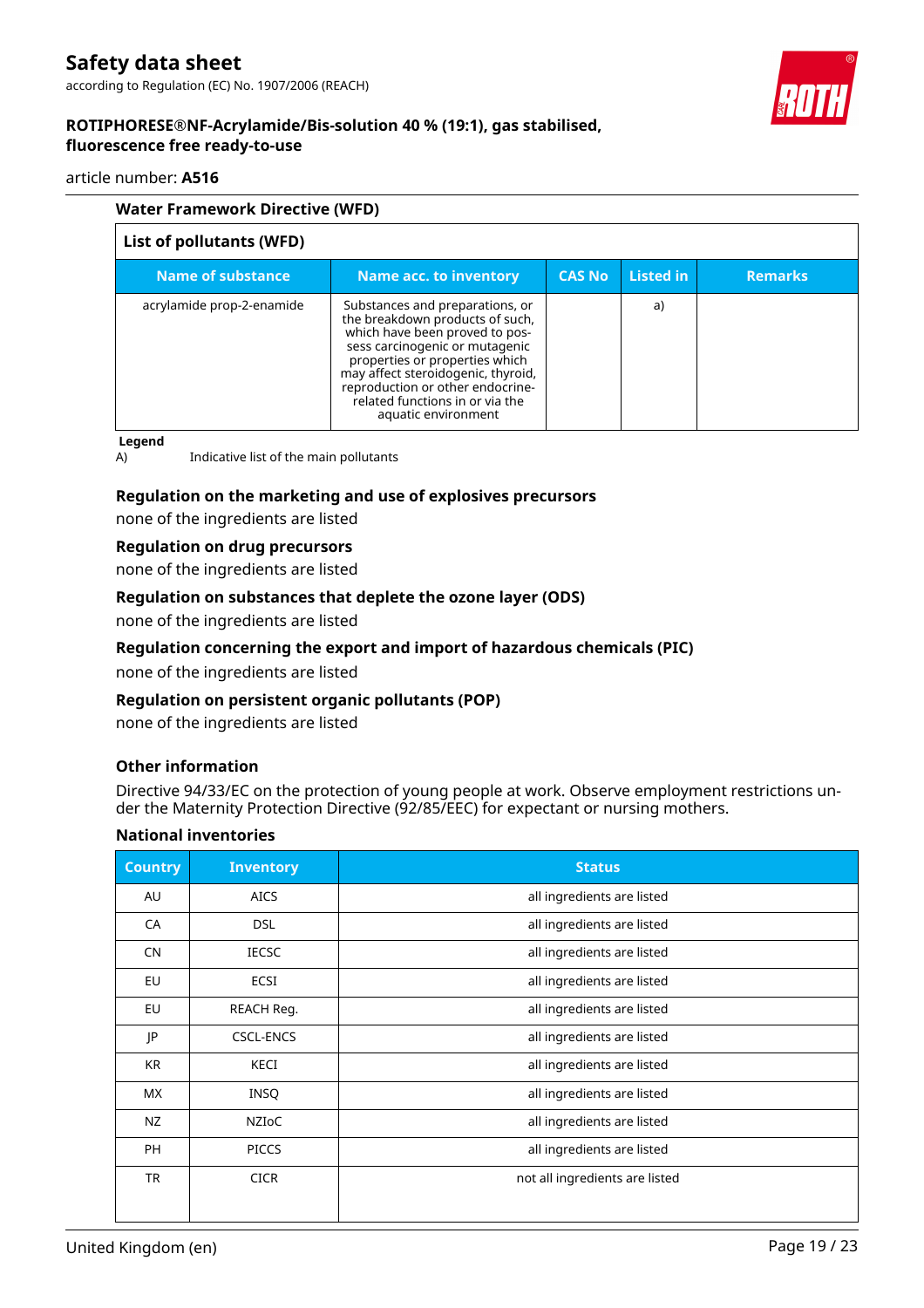### Water Framework Directive (WFD)

| List of pollutants (WFD) | | | | |
|---|---|---|---|---|
| **Name of substance** | **Name acc. to inventory** | **CAS No** | **Listed in** | **Remarks** |
| acrylamide prop-2-enamide | Substances and preparations, or the breakdown products of such, which have been proved to possess carcinogenic or mutagenic properties or properties which may affect steroidogenic, thyroid, reproduction or other endocrine-related functions in or via the aquatic environment | | a) | |

**Legend**

A) Indicative list of the main pollutants

### Regulation on the marketing and use of explosives precursors

none of the ingredients are listed

### Regulation on drug precursors

none of the ingredients are listed

### Regulation on substances that deplete the ozone layer (ODS)

none of the ingredients are listed

### Regulation concerning the export and import of hazardous chemicals (PIC)

none of the ingredients are listed

### Regulation on persistent organic pollutants (POP)

none of the ingredients are listed

### Other information

Directive 94/33/EC on the protection of young people at work. Observe employment restrictions under the Maternity Protection Directive (92/85/EEC) for expectant or nursing mothers.

### National inventories

| Country | Inventory | Status |
|---|---|---|
| AU | AICS | all ingredients are listed |
| CA | DSL | all ingredients are listed |
| CN | IECSC | all ingredients are listed |
| EU | ECSI | all ingredients are listed |
| EU | REACH Reg. | all ingredients are listed |
| JP | CSCL-ENCS | all ingredients are listed |
| KR | KECI | all ingredients are listed |
| MX | INSQ | all ingredients are listed |
| NZ | NZIoC | all ingredients are listed |
| PH | PICCS | all ingredients are listed |
| TR | CICR | not all ingredients are listed |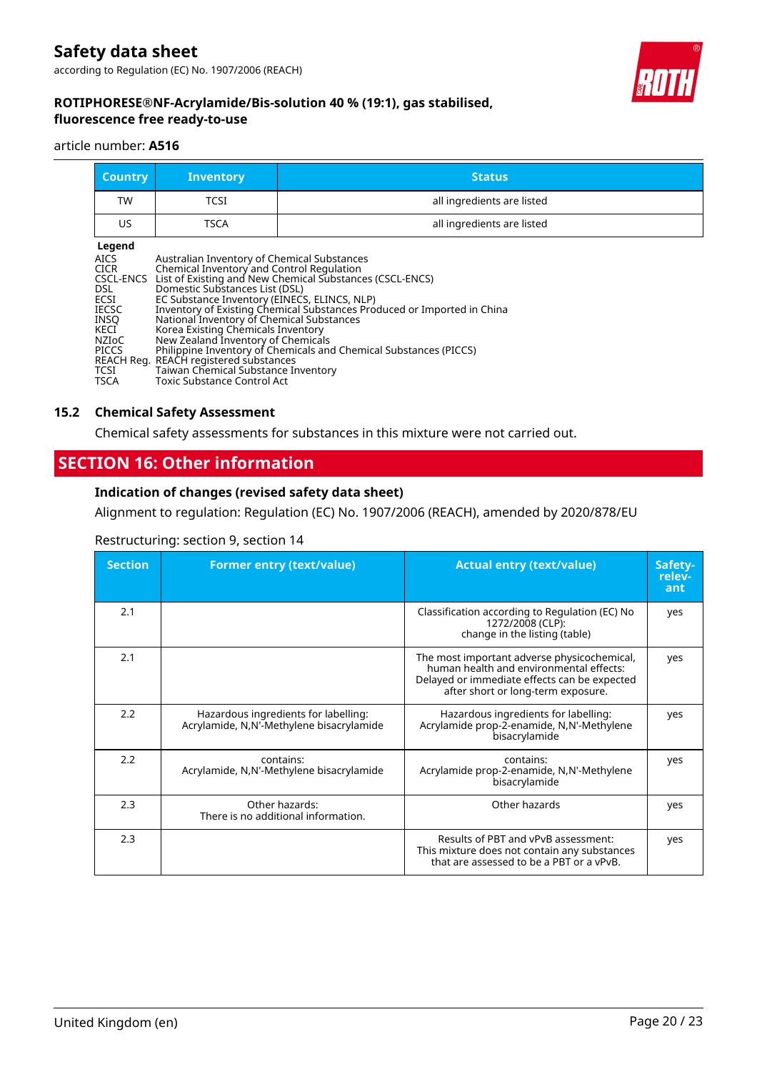| Country | Inventory | Status |
|---|---|---|
| TW | TCSI | all ingredients are listed |
| US | TSCA | all ingredients are listed |

**Legend**

| | |
|---|---|
| AICS | Australian Inventory of Chemical Substances |
| CICR | Chemical Inventory and Control Regulation |
| CSCL-ENCS | List of Existing and New Chemical Substances (CSCL-ENCS) |
| DSL | Domestic Substances List (DSL) |
| ECSI | EC Substance Inventory (EINECS, ELINCS, NLP) |
| IECSC | Inventory of Existing Chemical Substances Produced or Imported in China |
| INSQ | National Inventory of Chemical Substances |
| KECI | Korea Existing Chemicals Inventory |
| NZIoC | New Zealand Inventory of Chemicals |
| PICCS | Philippine Inventory of Chemicals and Chemical Substances (PICCS) |
| REACH Reg. | REACH registered substances |
| TCSI | Taiwan Chemical Substance Inventory |
| TSCA | Toxic Substance Control Act |

### 15.2 Chemical Safety Assessment

Chemical safety assessments for substances in this mixture were not carried out.

## SECTION 16: Other information

### Indication of changes (revised safety data sheet)

Alignment to regulation: Regulation (EC) No. 1907/2006 (REACH), amended by 2020/878/EU

Restructuring: section 9, section 14

| Section | Former entry (text/value) | Actual entry (text/value) | Safety-relevant |
|---|---|---|---|
| 2.1 | | Classification according to Regulation (EC) No 1272/2008 (CLP): change in the listing (table) | yes |
| 2.1 | | The most important adverse physicochemical, human health and environmental effects: Delayed or immediate effects can be expected after short or long-term exposure. | yes |
| 2.2 | Hazardous ingredients for labelling: Acrylamide, N,N'-Methylene bisacrylamide | Hazardous ingredients for labelling: Acrylamide prop-2-enamide, N,N'-Methylene bisacrylamide | yes |
| 2.2 | contains: Acrylamide, N,N'-Methylene bisacrylamide | contains: Acrylamide prop-2-enamide, N,N'-Methylene bisacrylamide | yes |
| 2.3 | Other hazards: There is no additional information. | Other hazards | yes |
| 2.3 | | Results of PBT and vPvB assessment: This mixture does not contain any substances that are assessed to be a PBT or a vPvB. | yes |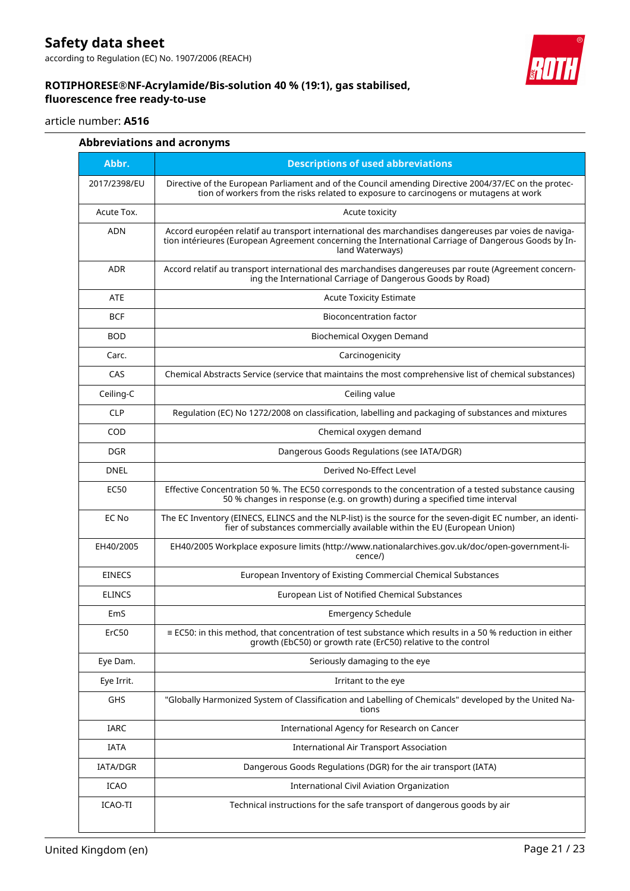### Abbreviations and acronyms

| Abbr. | Descriptions of used abbreviations |
|---|---|
| 2017/2398/EU | Directive of the European Parliament and of the Council amending Directive 2004/37/EC on the protection of workers from the risks related to exposure to carcinogens or mutagens at work |
| Acute Tox. | Acute toxicity |
| ADN | Accord européen relatif au transport international des marchandises dangereuses par voies de navigation intérieures (European Agreement concerning the International Carriage of Dangerous Goods by Inland Waterways) |
| ADR | Accord relatif au transport international des marchandises dangereuses par route (Agreement concerning the International Carriage of Dangerous Goods by Road) |
| ATE | Acute Toxicity Estimate |
| BCF | Bioconcentration factor |
| BOD | Biochemical Oxygen Demand |
| Carc. | Carcinogenicity |
| CAS | Chemical Abstracts Service (service that maintains the most comprehensive list of chemical substances) |
| Ceiling-C | Ceiling value |
| CLP | Regulation (EC) No 1272/2008 on classification, labelling and packaging of substances and mixtures |
| COD | Chemical oxygen demand |
| DGR | Dangerous Goods Regulations (see IATA/DGR) |
| DNEL | Derived No-Effect Level |
| EC50 | Effective Concentration 50 %. The EC50 corresponds to the concentration of a tested substance causing 50 % changes in response (e.g. on growth) during a specified time interval |
| EC No | The EC Inventory (EINECS, ELINCS and the NLP-list) is the source for the seven-digit EC number, an identifier of substances commercially available within the EU (European Union) |
| EH40/2005 | EH40/2005 Workplace exposure limits (http://www.nationalarchives.gov.uk/doc/open-government-licence/) |
| EINECS | European Inventory of Existing Commercial Chemical Substances |
| ELINCS | European List of Notified Chemical Substances |
| EmS | Emergency Schedule |
| ErC50 | ≡ EC50: in this method, that concentration of test substance which results in a 50 % reduction in either growth (EbC50) or growth rate (ErC50) relative to the control |
| Eye Dam. | Seriously damaging to the eye |
| Eye Irrit. | Irritant to the eye |
| GHS | "Globally Harmonized System of Classification and Labelling of Chemicals" developed by the United Nations |
| IARC | International Agency for Research on Cancer |
| IATA | International Air Transport Association |
| IATA/DGR | Dangerous Goods Regulations (DGR) for the air transport (IATA) |
| ICAO | International Civil Aviation Organization |
| ICAO-TI | Technical instructions for the safe transport of dangerous goods by air |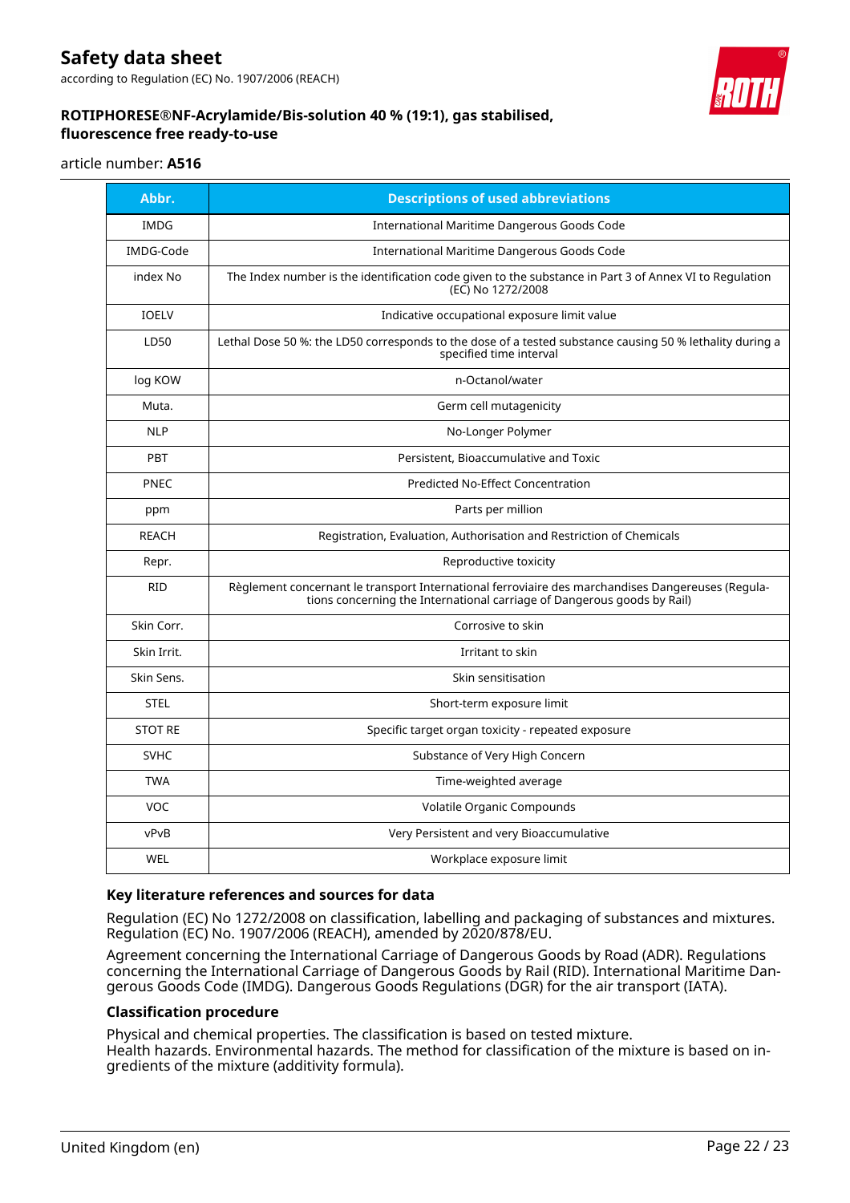| Abbr. | Descriptions of used abbreviations |
| --- | --- |
| IMDG | International Maritime Dangerous Goods Code |
| IMDG-Code | International Maritime Dangerous Goods Code |
| index No | The Index number is the identification code given to the substance in Part 3 of Annex VI to Regulation (EC) No 1272/2008 |
| IOELV | Indicative occupational exposure limit value |
| LD50 | Lethal Dose 50 %: the LD50 corresponds to the dose of a tested substance causing 50 % lethality during a specified time interval |
| log KOW | n-Octanol/water |
| Muta. | Germ cell mutagenicity |
| NLP | No-Longer Polymer |
| PBT | Persistent, Bioaccumulative and Toxic |
| PNEC | Predicted No-Effect Concentration |
| ppm | Parts per million |
| REACH | Registration, Evaluation, Authorisation and Restriction of Chemicals |
| Repr. | Reproductive toxicity |
| RID | Règlement concernant le transport International ferroviaire des marchandises Dangereuses (Regulations concerning the International carriage of Dangerous goods by Rail) |
| Skin Corr. | Corrosive to skin |
| Skin Irrit. | Irritant to skin |
| Skin Sens. | Skin sensitisation |
| STEL | Short-term exposure limit |
| STOT RE | Specific target organ toxicity - repeated exposure |
| SVHC | Substance of Very High Concern |
| TWA | Time-weighted average |
| VOC | Volatile Organic Compounds |
| vPvB | Very Persistent and very Bioaccumulative |
| WEL | Workplace exposure limit |

### Key literature references and sources for data

Regulation (EC) No 1272/2008 on classification, labelling and packaging of substances and mixtures. Regulation (EC) No. 1907/2006 (REACH), amended by 2020/878/EU.

Agreement concerning the International Carriage of Dangerous Goods by Road (ADR). Regulations concerning the International Carriage of Dangerous Goods by Rail (RID). International Maritime Dangerous Goods Code (IMDG). Dangerous Goods Regulations (DGR) for the air transport (IATA).

### Classification procedure

Physical and chemical properties. The classification is based on tested mixture.
Health hazards. Environmental hazards. The method for classification of the mixture is based on ingredients of the mixture (additivity formula).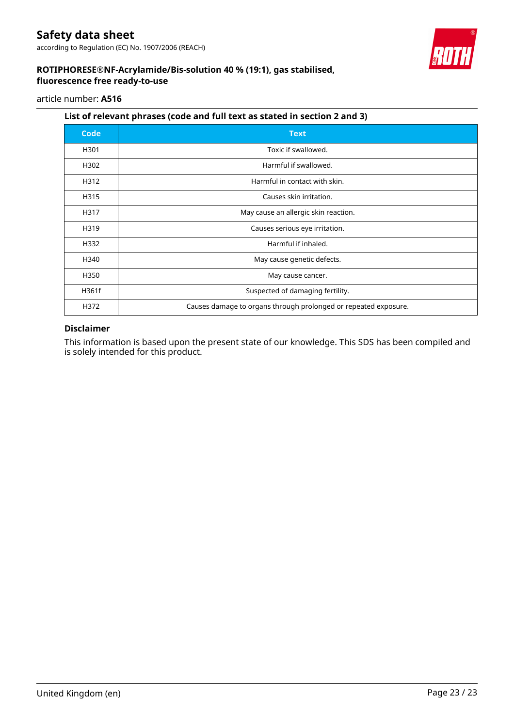### List of relevant phrases (code and full text as stated in section 2 and 3)

| Code | Text |
|---|---|
| H301 | Toxic if swallowed. |
| H302 | Harmful if swallowed. |
| H312 | Harmful in contact with skin. |
| H315 | Causes skin irritation. |
| H317 | May cause an allergic skin reaction. |
| H319 | Causes serious eye irritation. |
| H332 | Harmful if inhaled. |
| H340 | May cause genetic defects. |
| H350 | May cause cancer. |
| H361f | Suspected of damaging fertility. |
| H372 | Causes damage to organs through prolonged or repeated exposure. |

### Disclaimer

This information is based upon the present state of our knowledge. This SDS has been compiled and is solely intended for this product.